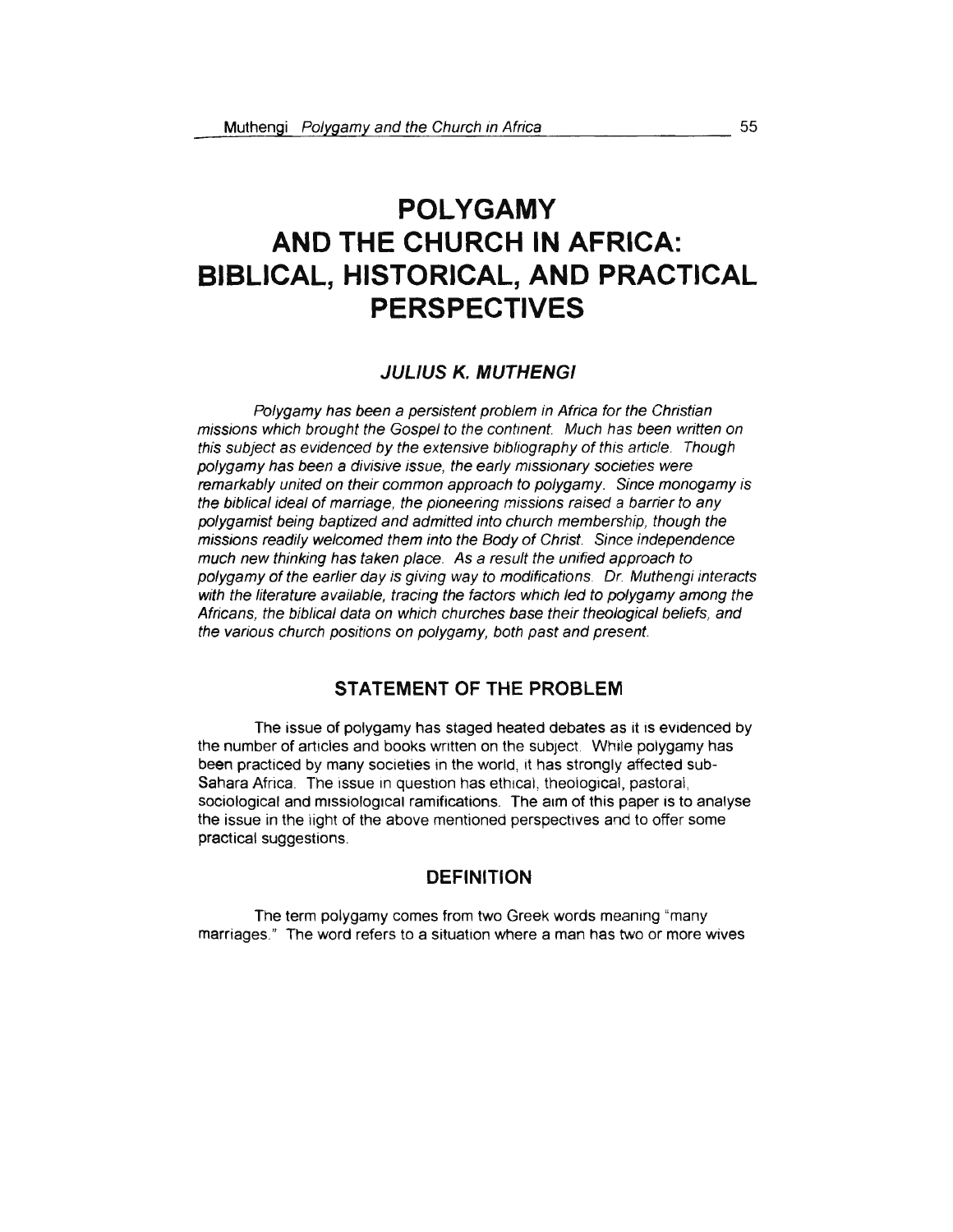# POLYGAMY AND THE CHURCH IN AFRICA: BIBLICAL, HISTORICAL, AND PRACTICAL PERSPECTIVES

### *JULIUS K. MUTHENGI*

*Polygamy has been a persistent problem in Africa for the Christian missions which brought the Gospel to the continent. Much has been written on this subject as evidenced by the extensive bibliography of this article. Though polygamy has been a divisive issue, the early missionary societies were remarkably united on their common approach to polygamy. Since monogamy is the biblical ideal of marriage, the pioneering missions raised a barrier to any polygamist being baptized and admitted into church membership, though the missions readily welcomed them into the Body of Christ. Since independence much new thinking has taken place. As a result the unified approach to polygamy of the earlier day is giving way to modifications. Dr. Muthengi interacts with the literature available, tracing the factors which led to polygamy among the Africans, the biblical data on which churches base their theological beliefs, and the various church positions on polygamy, both past and present.*

## STATEMENT OF THE PROBLEM

The issue of polygamy has staged heated debates as it is evidenced by the number of articles and books written on the subject. While polygamy has been practiced by many societies in the world, it has strongly affected sub-Sahara Africa. The issue in question has ethical, theological, pastoral, sociological and missiological ramifications. The aim of this paper is to analyse the issue in the light of the above mentioned perspectives and to offer some practical suggestions.

## DEFINITION

The term polygamy comes from two Greek words meaning "many marriages." The word refers to a situation where a man has two or more wives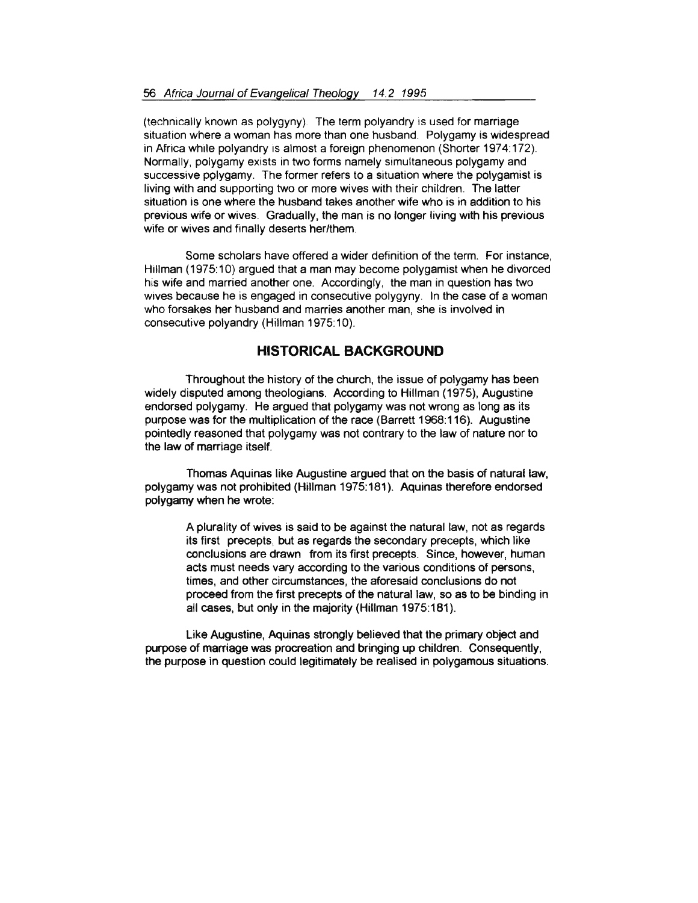(technically known as polygyny). The term polyandry is used for marriage situation where a woman has more than one husband. Polygamy is widespread in Africa while polyandry is almost a foreign phenomenon (Shorter 1974:172). Normally, polygamy exists in two forms namely simultaneous polygamy and successive polygamy. The former refers to a situation where the polygamist is living with and supporting two or more wives with their children. The latter situation is one where the husband takes another wife who is in addition to his previous wife or wives. Gradually, the man is no longer living with his previous wife or wives and finally deserts her/them.

Some scholars have offered a wider definition of the term. For instance, Hillman (1975:10) argued that a man may become polygamist when he divorced his wife and married another one. Accordingly, the man in question has two wives because he is engaged in consecutive polygyny. In the case of a woman who forsakes her husband and marries another man, she is involved in consecutive polyandry (Hillman 1975:10).

## HISTORICAL BACKGROUND

Throughout the history of the church, the issue of polygamy has been widely disputed among theologians. According to Hillman (1975), Augustine endorsed polygamy. He argued that polygamy was not wrong as long as its purpose was for the multiplication of the race (Barrett 1968:116). Augustine pointedly reasoned that polygamy was not contrary to the law of nature nor to the law of marriage itself.

Thomas Aquinas like Augustine argued that on the basis of natural law, polygamy was not prohibited (Hillman 1975:181). Aquinas therefore endorsed polygamy when he wrote:

> A plurality of wives is said to be against the natural law, not as regards its first precepts, but as regards the secondary precepts, which like conclusions are drawn from its first precepts. Since, however, human acts must needs vary according to the various conditions of persons, times, and other circumstances, the aforesaid conclusions do not proceed from the first precepts of the natural law, so as to be binding in all cases, but only in the majority (Hillman 1975:181).

Like Augustine, Aquinas strongly believed that the primary object and purpose of marriage was procreation and bringing up children. Consequently, the purpose in question could legitimately be realised in polygamous situations.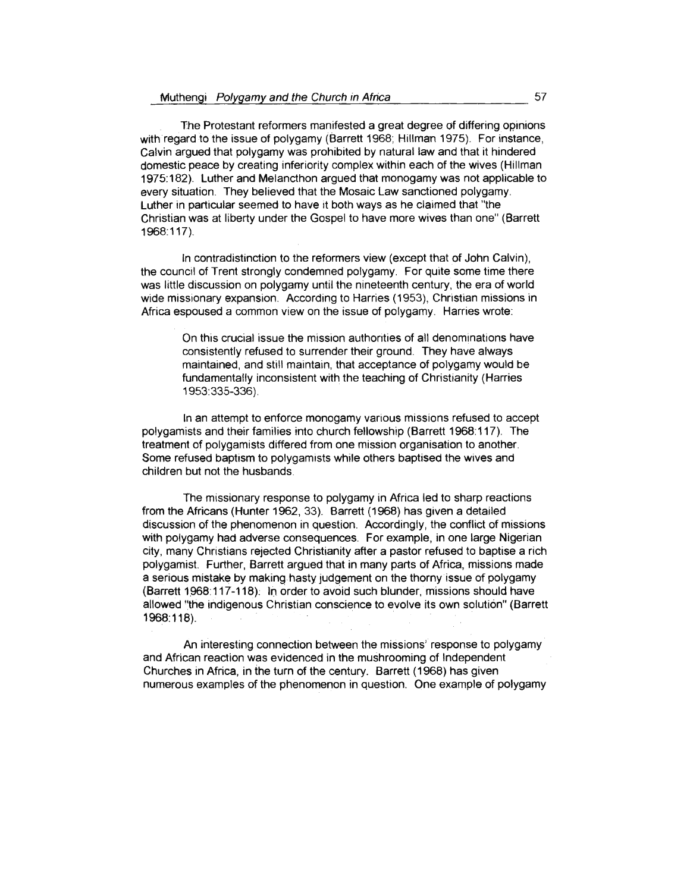The Protestant reformers manifested a great degree of differing opinions with regard to the issue of polygamy (Barrett 1968; Hillman 1975). For instance, Calvin argued that polygamy was prohibited by natural law and that it hindered domestic peace by creating inferiority complex within each of the wives (Hillman 1975:182). Luther and Melancthon argued that monogamy was not applicable to every situation. They believed that the Mosaic Law sanctioned polygamy. Luther in particular seemed to have it both ways as he claimed that "the Christian was at liberty under the Gospel to have more wives than one" (Barrett 1968:117).

In contradistinction to the reformers view (except that of John Calvin), the council of Trent strongly condemned polygamy. For quite some time there was little discussion on polygamy until the nineteenth century, the era of world wide missionary expansion. According to Harries (1953), Christian missions in Africa espoused a common view on the issue of polygamy. Harries wrote:

> On this crucial issue the mission authorities of all denominations have consistently refused to surrender their ground. They have always maintained, and still maintain, that acceptance of polygamy would be fundamentally inconsistent with the teaching of Christianity (Harries 1953:335-336).

In an attempt to enforce monogamy various missions refused to accept polygamists and their families into church fellowship (Barrett 1968:117). The treatment of polygamists differed from one mission organisation to another. Some refused baptism to polygamists while others baptised the wives and children but not the husbands.

The missionary response to polygamy in Africa led to sharp reactions from the Africans (Hunter 1962, 33). Barrett (1968) has given a detailed discussion of the phenomenon in question. Accordingly, the conflict of missions with polygamy had adverse consequences. For example, in one large Nigerian city, many Christians rejected Christianity after a pastor refused to baptise a rich polygamist. Further, Barrett argued that in many parts of Africa, missions made a serious mistake by making hasty judgement on the thorny issue of polygamy (Barrett 1968:117-118). In order to avoid such blunder, missions should have allowed "the indigenous Christian conscience to evolve its own solution" (Barrett 1968:118).

An interesting connection between the missions' response to polygamy and African reaction was evidenced in the mushrooming of Independent Churches in Africa, in the turn of the century. Barrett (1968) has given numerous examples of the phenomenon in question. One example of polygamy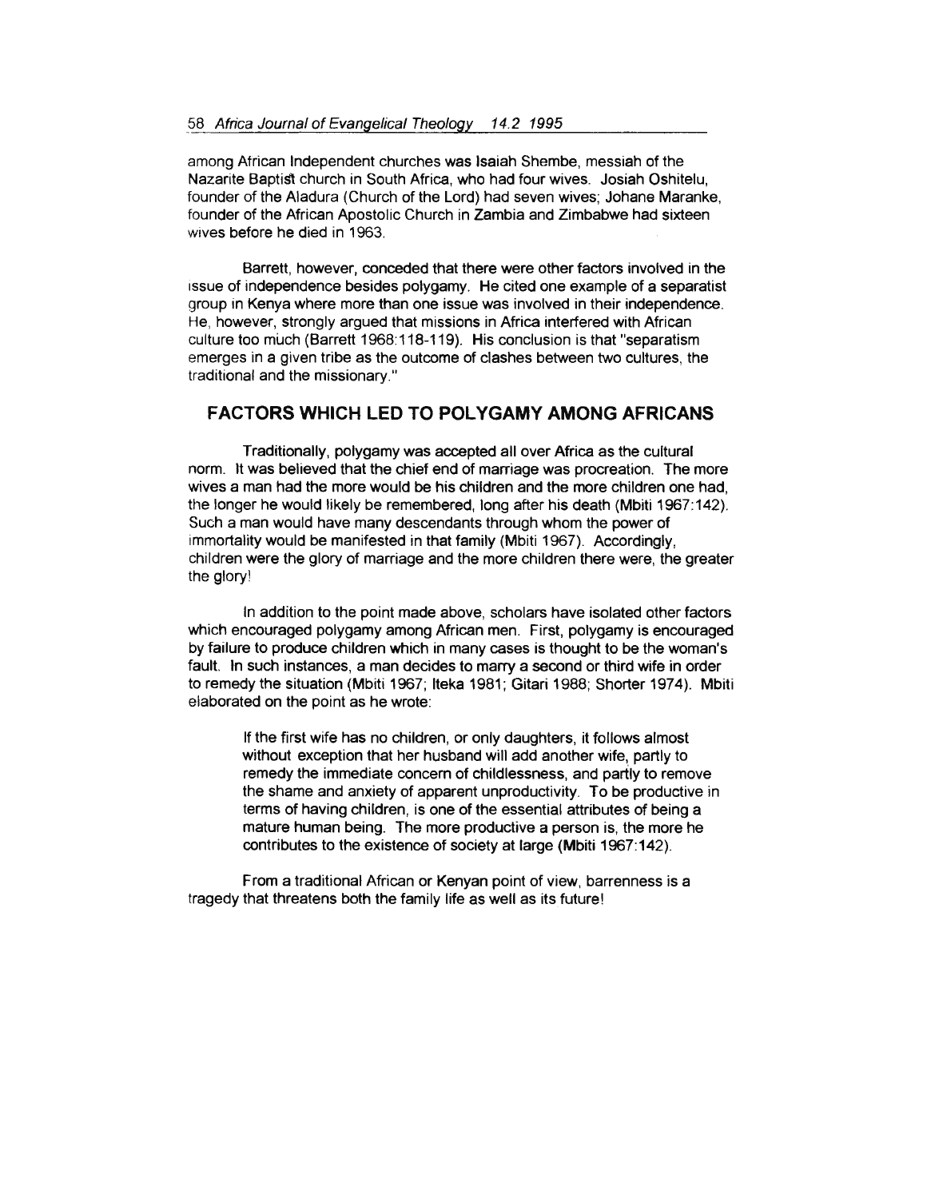among African Independent churches was Isaiah Shembe, messiah of the Nazarite Baptist church in South Africa, who had four wives. Josiah Oshitelu, founder of the Aladura (Church of the Lord) had seven wives; Johane Maranke, founder of the African Apostolic Church in Zambia and Zimbabwe had sixteen wives before he died in 1963.

Barrett, however, conceded that there were other factors involved in the issue of independence besides polygamy. He cited one example of a separatist group in Kenya where more than one issue was involved in their independence. He, however, strongly argued that missions in Africa interfered with African culture too much (Barrett 1968:118-119). His conclusion is that "separatism emerges in a given tribe as the outcome of clashes between two cultures, the traditional and the missionary."

## FACTORS WHICH LED TO POLYGAMY AMONG AFRICANS

Traditionally, polygamy was accepted all over Africa as the cultural norm. It was believed that the chief end of marriage was procreation. The more wives a man had the more would be his children and the more children one had, the longer he would likely be remembered, long after his death (Mbiti 1967:142). Such a man would have many descendants through whom the power of immortality would be manifested in that family (Mbiti 1967). Accordingly, children were the glory of marriage and the more children there were, the greater the glory!

In addition to the point made above, scholars have isolated other factors which encouraged polygamy among African men. First, polygamy is encouraged by failure to produce children which in many cases is thought to be the woman's fault. In such instances, a man decides to marry a second or third wife in order to remedy the situation (Mbiti 1967; Iteka 1981; Gitari 1988; Shorter 1974). Mbiti elaborated on the point as he wrote:

> If the first wife has no children, or only daughters, it follows almost without exception that her husband will add another wife, partly to remedy the immediate concern of childlessness, and partly to remove the shame and anxiety of apparent unproductivity. To be productive in terms of having children, is one of the essential attributes of being a mature human being. The more productive a person is, the more he contributes to the existence of society at large (Mbiti 1967:142).

From a traditional African or Kenyan point of view, barrenness is a tragedy that threatens both the family life as well as its future!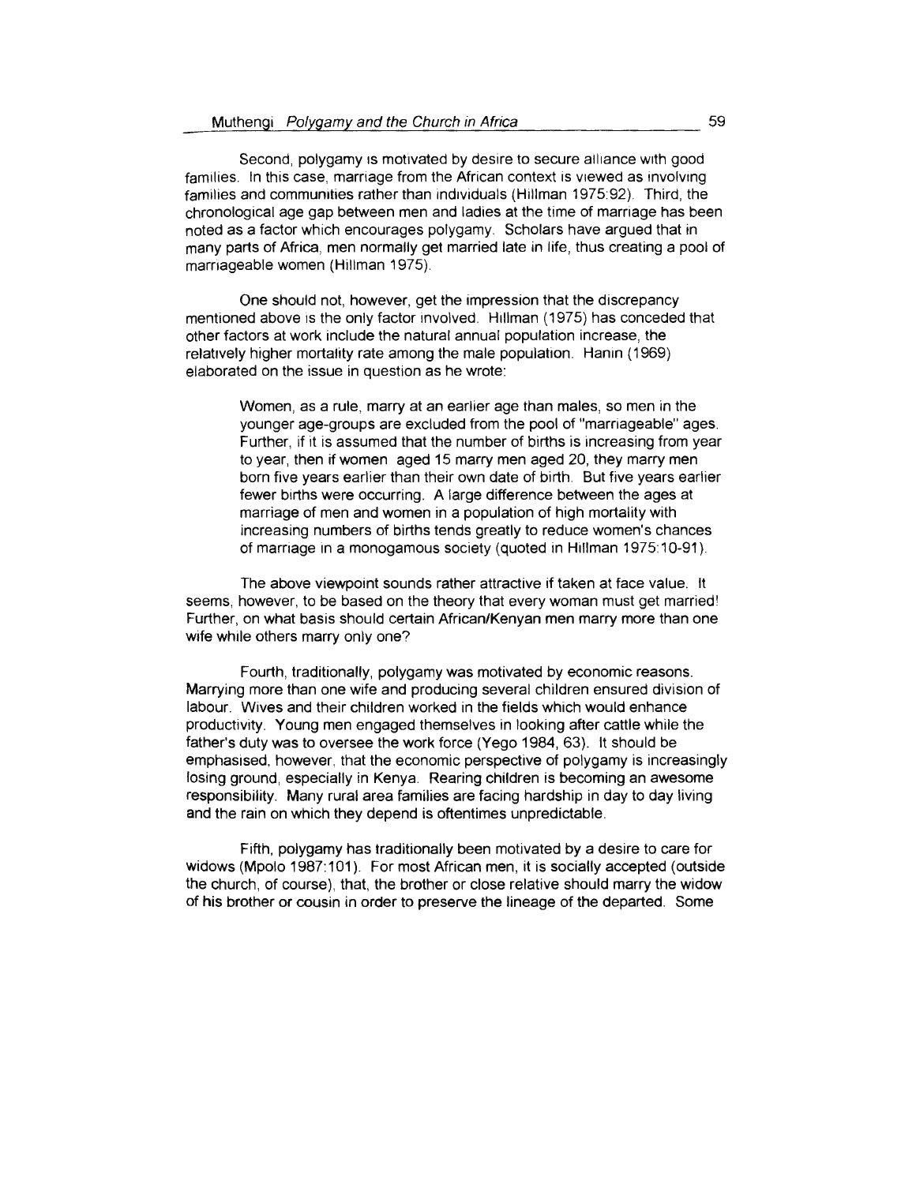Second, polygamy is motivated by desire to secure alliance with good families. In this case, marriage from the African context is viewed as involving families and communities rather than individuals (Hillman 1975:92). Third, the chronological age gap between men and ladies at the time of marriage has been noted as a factor which encourages polygamy. Scholars have argued that in many parts of Africa, men normally get married late in life, thus creating a pool of marriageable women (Hillman 1975).

One should not, however, get the impression that the discrepancy mentioned above is the only factor involved. Hillman (1975) has conceded that other factors at work include the natural annual population increase, the relatively higher mortality rate among the male population. Hanin (1969) elaborated on the issue in question as he wrote:

> Women, as a rule, marry at an earlier age than males, so men in the younger age-groups are excluded from the pool of "marriageable" ages. Further, if it is assumed that the number of births is increasing from year to year, then if women aged 15 marry men aged 20, they marry men born five years earlier than their own date of birth. But five years earlier fewer births were occurring. A large difference between the ages at marriage of men and women in a population of high mortality with increasing numbers of births tends greatly to reduce women's chances of marriage in a monogamous society (quoted in Hillman 1975:10-91).

The above viewpoint sounds rather attractive if taken at face value. It seems, however, to be based on the theory that every woman must get married! Further, on what basis should certain African/Kenyan men marry more than one wife while others marry only one?

Fourth, traditionally, polygamy was motivated by economic reasons. Marrying more than one wife and producing several children ensured division of labour. Wives and their children worked in the fields which would enhance productivity. Young men engaged themselves in looking after cattle while the father's duty was to oversee the work force (Yego 1984, 63). It should be emphasised, however, that the economic perspective of polygamy is increasingly losing ground, especially in Kenya. Rearing children is becoming an awesome responsibility. Many rural area families are facing hardship in day to day living and the rain on which they depend is oftentimes unpredictable.

Fifth, polygamy has traditionally been motivated by a desire to care for widows (Mpolo 1987:101). For most African men, it is socially accepted (outside the church, of course), that, the brother or close relative should marry the widow of his brother or cousin in order to preserve the lineage of the departed. Some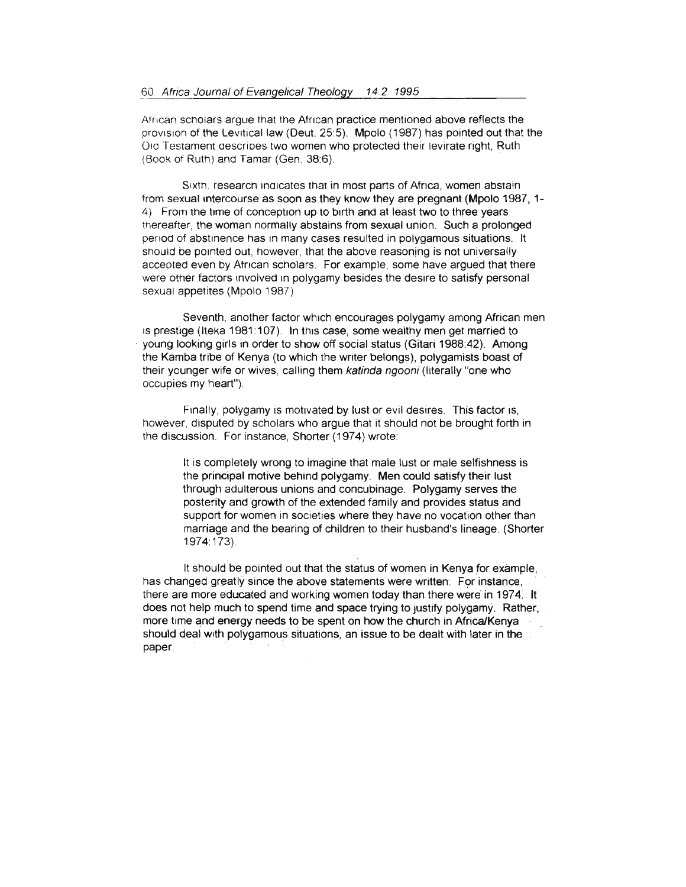African scholars argue that the African practice mentioned above reflects the provision of the Levitical law (Deut. 25:5). Mpolo (1987) has pointed out that the Old Testament describes two women who protected their levirate right, Ruth (Book of Ruth) and Tamar (Gen. 38:6).

Sixth, research indicates that in most parts of Africa, women abstain from sexual intercourse as soon as they know they are pregnant (Mpolo 1987, 1-4). From the time of conception up to birth and at least two to three years thereafter, the woman normally abstains from sexual union. Such a prolonged period of abstinence has in many cases resulted in polygamous situations. It should be pointed out, however, that the above reasoning is not universally accepted even by African scholars. For example, some have argued that there were other factors involved in polygamy besides the desire to satisfy personal sexual appetites (Mpolo 1987).

Seventh, another factor which encourages polygamy among African men is prestige (Iteka 1981:107). In this case, some wealthy men get married to young looking girls in order to show off social status (Gitari 1988:42). Among the Kamba tribe of Kenya (to which the writer belongs), polygamists boast of their younger wife or wives, calling them *katinda ngooni* (literally "one who occupies my heart").

Finally, polygamy is motivated by lust or evil desires. This factor is, however, disputed by scholars who argue that it should not be brought forth in the discussion. For instance, Shorter (1974) wrote:

> It is completely wrong to imagine that male lust or male selfishness is the principal motive behind polygamy. Men could satisfy their lust through adulterous unions and concubinage. Polygamy serves the posterity and growth of the extended family and provides status and support for women in societies where they have no vocation other than marriage and the bearing of children to their husband's lineage. (Shorter 1974:173).

It should be pointed out that the status of women in Kenya for example, has changed greatly since the above statements were written. For instance, there are more educated and working women today than there were in 1974. It does not help much to spend time and space trying to justify polygamy. Rather, more time and energy needs to be spent on how the church in Africa/Kenya should deal with polygamous situations, an issue to be dealt with later in the paper.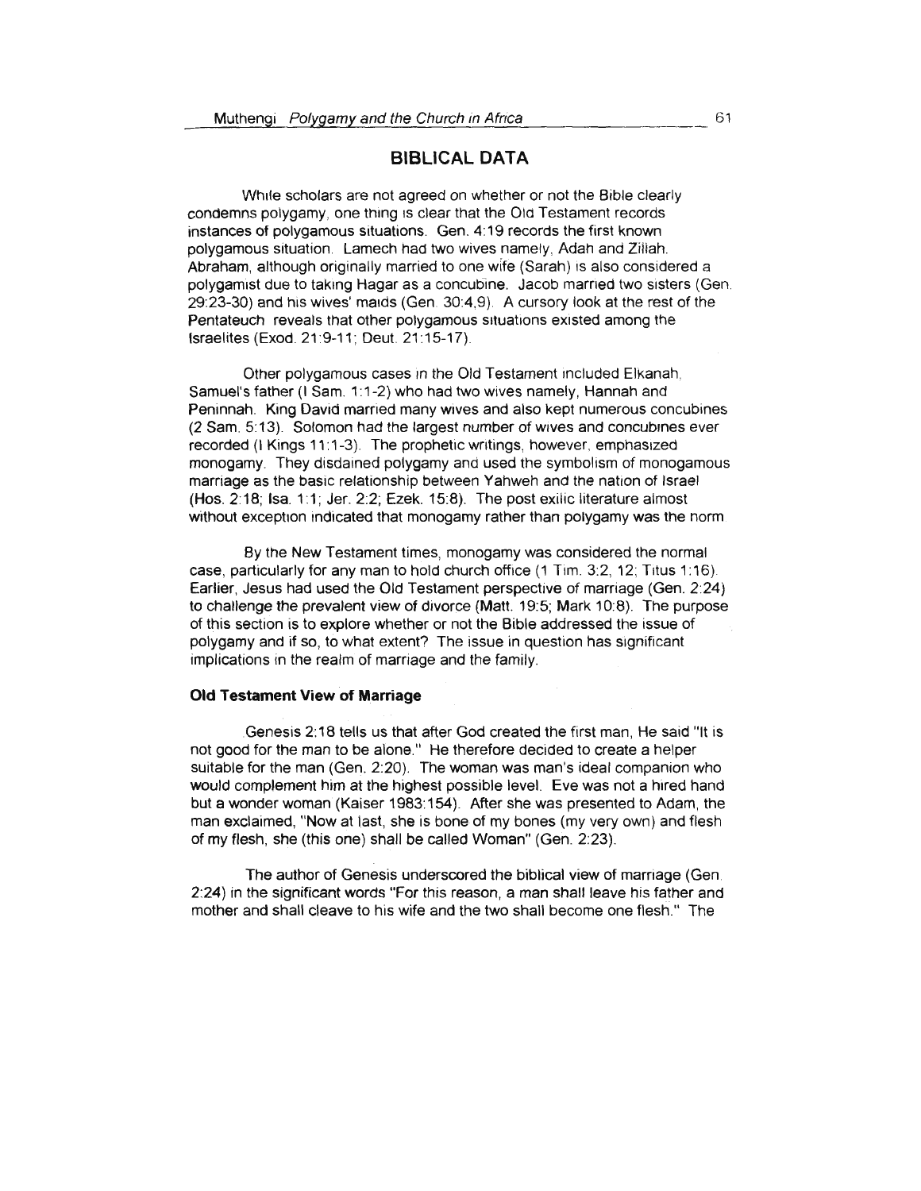## BIBLICAL DATA

While scholars are not agreed on whether or not the Bible clearly condemns polygamy, one thing is clear that the Old Testament records instances of polygamous situations. Gen. 4:19 records the first known polygamous situation. Lamech had two wives namely, Adah and Zillah. Abraham, although originally married to one wife (Sarah) is also considered a polygamist due to taking Hagar as a concubine. Jacob married two sisters (Gen. 29:23-30) and his wives' maids (Gen. 30:4,9). A cursory look at the rest of the Pentateuch reveals that other polygamous situations existed among the Israelites (Exod. 21:9-11; Deut. 21:15-17).

Other polygamous cases in the Old Testament included Elkanah, Samuel's father (I Sam. 1:1-2) who had two wives namely, Hannah and Peninnah. King David married many wives and also kept numerous concubines (2 Sam. 5:13). Solomon had the largest number of wives and concubines ever recorded (I Kings 11:1-3). The prophetic writings, however, emphasized monogamy. They disdained polygamy and used the symbolism of monogamous marriage as the basic relationship between Yahweh and the nation of Israel (Hos. 2:18; Isa. 1:1; Jer. 2:2; Ezek. 15:8). The post exilic literature almost without exception indicated that monogamy rather than polygamy was the norm.

By the New Testament times, monogamy was considered the normal case, particularly for any man to hold church office (1 Tim. 3:2, 12; Titus 1:16). Earlier, Jesus had used the Old Testament perspective of marriage (Gen. 2:24) to challenge the prevalent view of divorce (Matt. 19:5; Mark 10:8). The purpose of this section is to explore whether or not the Bible addressed the issue of polygamy and if so, to what extent? The issue in question has significant implications in the realm of marriage and the family.

### Old Testament View of Marriage

Genesis 2:18 tells us that after God created the first man, He said "It is not good for the man to be alone." He therefore decided to create a helper suitable for the man (Gen. 2:20). The woman was man's ideal companion who would complement him at the highest possible level. Eve was not a hired hand but a wonder woman (Kaiser 1983:154). After she was presented to Adam, the man exclaimed, "Now at last, she is bone of my bones (my very own) and flesh of my flesh, she (this one) shall be called Woman" (Gen. 2:23).

The author of Genesis underscored the biblical view of marriage (Gen. 2:24) in the significant words "For this reason, a man shall leave his father and mother and shall cleave to his wife and the two shall become one flesh." The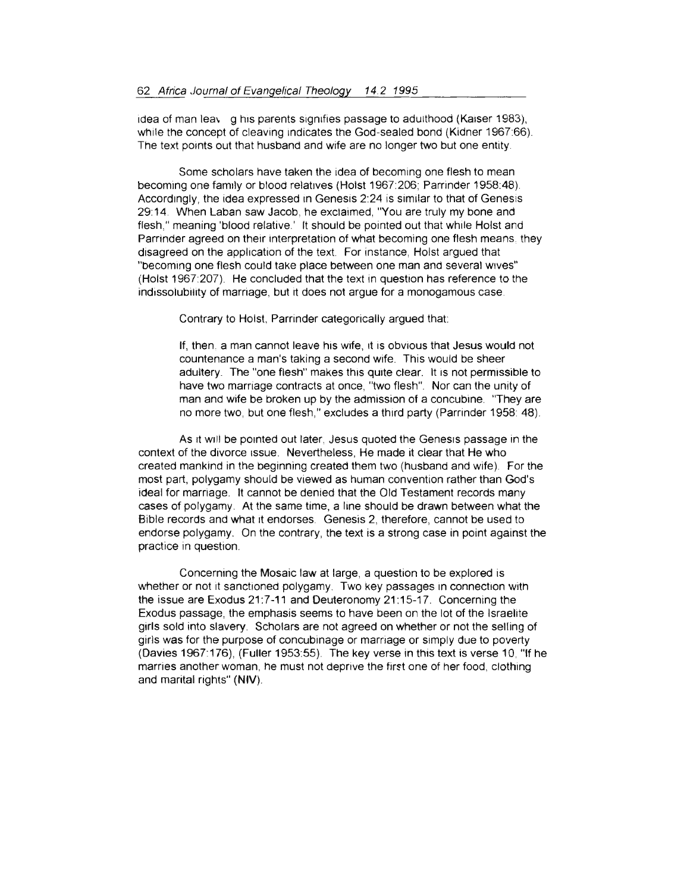idea of man leav g his parents signifies passage to adulthood (Kaiser 1983), while the concept of cleaving indicates the God-sealed bond (Kidner 1967:66). The text points out that husband and wife are no longer two but one entity.

Some scholars have taken the idea of becoming one flesh to mean becoming one family or blood relatives (Holst 1967:206; Parrinder 1958:48). Accordingly, the idea expressed in Genesis 2:24 is similar to that of Genesis 29:14. When Laban saw Jacob, he exclaimed, "You are truly my bone and flesh," meaning 'blood relative.' It should be pointed out that while Holst and Parrinder agreed on their interpretation of what becoming one flesh means, they disagreed on the application of the text. For instance, Holst argued that "becoming one flesh could take place between one man and several wives" (Holst 1967:207). He concluded that the text in question has reference to the indissolubility of marriage, but it does not argue for a monogamous case.

Contrary to Holst, Parrinder categorically argued that:

> If, then, a man cannot leave his wife, it is obvious that Jesus would not countenance a man's taking a second wife. This would be sheer adultery. The "one flesh" makes this quite clear. It is not permissible to have two marriage contracts at once, "two flesh". Nor can the unity of man and wife be broken up by the admission of a concubine. "They are no more two, but one flesh," excludes a third party (Parrinder 1958: 48).

As it will be pointed out later, Jesus quoted the Genesis passage in the context of the divorce issue. Nevertheless, He made it clear that He who created mankind in the beginning created them two (husband and wife). For the most part, polygamy should be viewed as human convention rather than God's ideal for marriage. It cannot be denied that the Old Testament records many cases of polygamy. At the same time, a line should be drawn between what the Bible records and what it endorses. Genesis 2, therefore, cannot be used to endorse polygamy. On the contrary, the text is a strong case in point against the practice in question.

Concerning the Mosaic law at large, a question to be explored is whether or not it sanctioned polygamy. Two key passages in connection with the issue are Exodus 21:7-11 and Deuteronomy 21:15-17. Concerning the Exodus passage, the emphasis seems to have been on the lot of the Israelite girls sold into slavery. Scholars are not agreed on whether or not the selling of girls was for the purpose of concubinage or marriage or simply due to poverty (Davies 1967:176), (Fuller 1953:55). The key verse in this text is verse 10, "If he marries another woman, he must not deprive the first one of her food, clothing and marital rights" (**NIV**).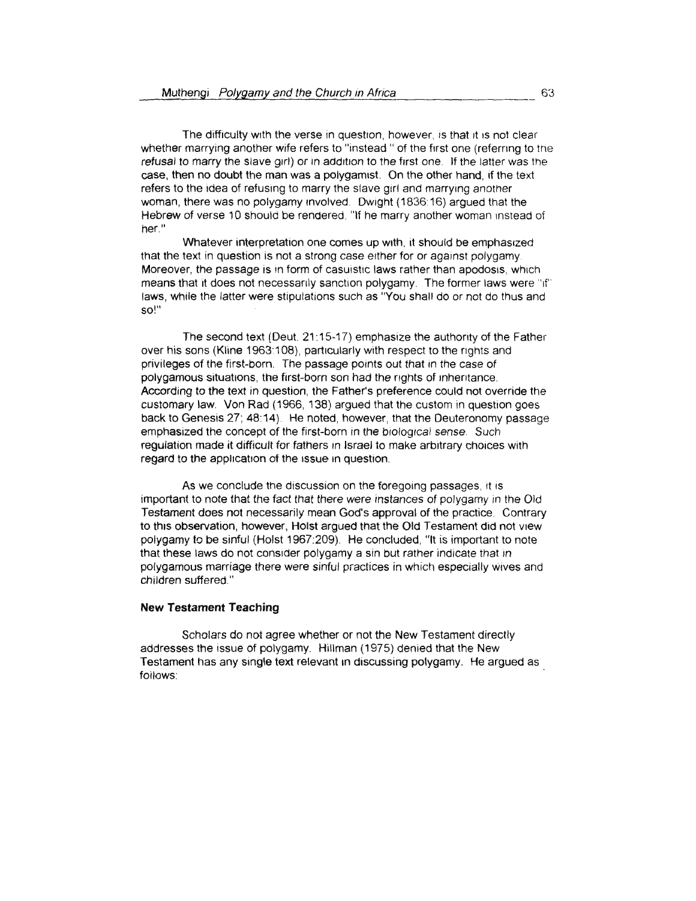The difficulty with the verse in question, however, is that it is not clear whether marrying another wife refers to "instead " of the first one (referring to the refusal to marry the slave girl) or in addition to the first one. If the latter was the case, then no doubt the man was a polygamist. On the other hand, if the text refers to the idea of refusing to marry the slave girl and marrying another woman, there was no polygamy involved. Dwight (1836:16) argued that the Hebrew of verse 10 should be rendered, "If he marry another woman instead of her."

Whatever interpretation one comes up with, it should be emphasized that the text in question is not a strong case either for or against polygamy. Moreover, the passage is in form of casuistic laws rather than apodosis, which means that it does not necessarily sanction polygamy. The former laws were "if" laws, while the latter were stipulations such as "You shall do or not do thus and so!"

The second text (Deut. 21:15-17) emphasize the authority of the Father over his sons (Kline 1963:108), particularly with respect to the rights and privileges of the first-born. The passage points out that in the case of polygamous situations, the first-born son had the rights of inheritance. According to the text in question, the Father's preference could not override the customary law. Von Rad (1966, 138) argued that the custom in question goes back to Genesis 27; 48:14). He noted, however, that the Deuteronomy passage emphasized the concept of the first-born in the *biological sense*. Such regulation made it difficult for fathers in Israel to make arbitrary choices with regard to the application of the issue in question.

As we conclude the discussion on the foregoing passages, it is important to note that the fact that there were instances of polygamy in the Old Testament does not necessarily mean God's approval of the practice. Contrary to this observation, however, Holst argued that the Old Testament did not view polygamy to be sinful (Holst 1967:209). He concluded, "It is important to note that these laws do not consider polygamy a sin but rather indicate that in polygamous marriage there were sinful practices in which especially wives and children suffered."

### New Testament Teaching

Scholars do not agree whether or not the New Testament directly addresses the issue of polygamy. Hillman (1975) denied that the New Testament has any single text relevant in discussing polygamy. He argued as follows: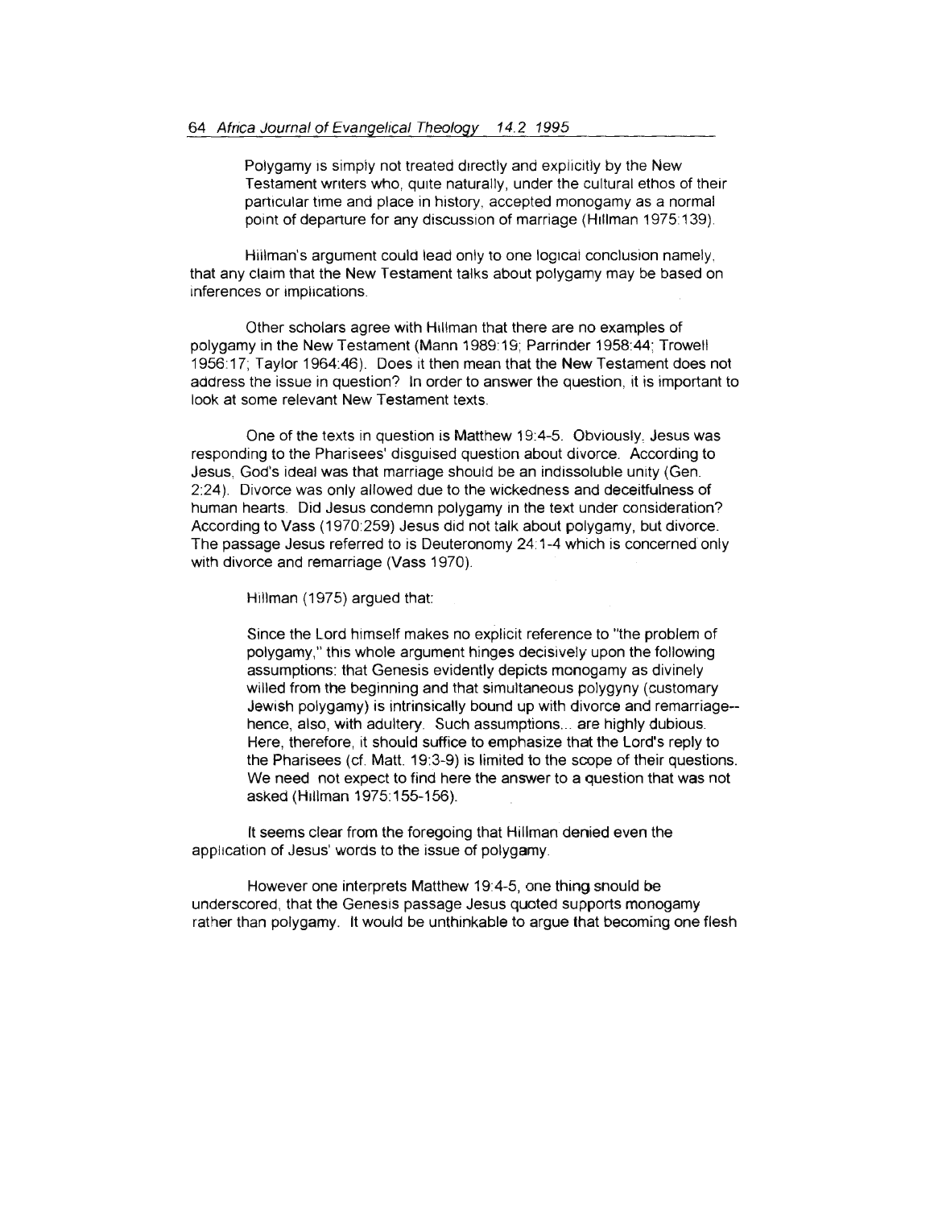> Polygamy is simply not treated directly and explicitly by the New Testament writers who, quite naturally, under the cultural ethos of their particular time and place in history, accepted monogamy as a normal point of departure for any discussion of marriage (Hillman 1975:139).

Hillman's argument could lead only to one logical conclusion namely, that any claim that the New Testament talks about polygamy may be based on inferences or implications.

Other scholars agree with Hillman that there are no examples of polygamy in the New Testament (Mann 1989:19; Parrinder 1958:44; Trowell 1956:17; Taylor 1964:46). Does it then mean that the New Testament does not address the issue in question? In order to answer the question, it is important to look at some relevant New Testament texts.

One of the texts in question is Matthew 19:4-5. Obviously, Jesus was responding to the Pharisees' disguised question about divorce. According to Jesus, God's ideal was that marriage should be an indissoluble unity (Gen. 2:24). Divorce was only allowed due to the wickedness and deceitfulness of human hearts. Did Jesus condemn polygamy in the text under consideration? According to Vass (1970:259) Jesus did not talk about polygamy, but divorce. The passage Jesus referred to is Deuteronomy 24:1-4 which is concerned only with divorce and remarriage (Vass 1970).

Hillman (1975) argued that:

> Since the Lord himself makes no explicit reference to "the problem of polygamy," this whole argument hinges decisively upon the following assumptions: that Genesis evidently depicts monogamy as divinely willed from the beginning and that simultaneous polygyny (customary Jewish polygamy) is intrinsically bound up with divorce and remarriage--hence, also, with adultery. Such assumptions... are highly dubious. Here, therefore, it should suffice to emphasize that the Lord's reply to the Pharisees (cf. Matt. 19:3-9) is limited to the scope of their questions. We need not expect to find here the answer to a question that was not asked (Hillman 1975:155-156).

It seems clear from the foregoing that Hillman denied even the application of Jesus' words to the issue of polygamy.

However one interprets Matthew 19:4-5, one thing should be underscored, that the Genesis passage Jesus quoted supports monogamy rather than polygamy. It would be unthinkable to argue that becoming one flesh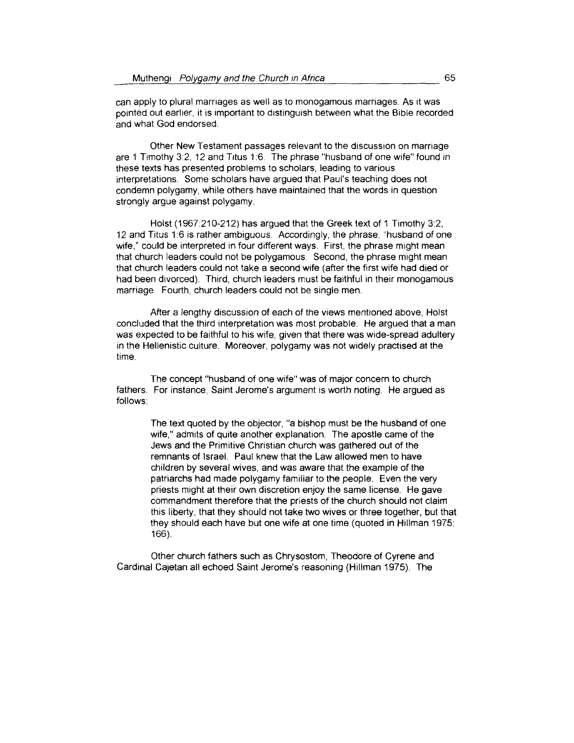can apply to plural marriages as well as to monogamous marriages. As it was pointed out earlier, it is important to distinguish between what the Bible recorded and what God endorsed.

Other New Testament passages relevant to the discussion on marriage are 1 Timothy 3:2, 12 and Titus 1:6. The phrase "husband of one wife" found in these texts has presented problems to scholars, leading to various interpretations. Some scholars have argued that Paul's teaching does not condemn polygamy, while others have maintained that the words in question strongly argue against polygamy.

Holst (1967:210-212) has argued that the Greek text of 1 Timothy 3:2, 12 and Titus 1:6 is rather ambiguous. Accordingly, the phrase, "husband of one wife," could be interpreted in four different ways. First, the phrase might mean that church leaders could not be polygamous. Second, the phrase might mean that church leaders could not take a second wife (after the first wife had died or had been divorced). Third, church leaders must be faithful in their monogamous marriage. Fourth, church leaders could not be single men.

After a lengthy discussion of each of the views mentioned above, Holst concluded that the third interpretation was most probable. He argued that a man was expected to be faithful to his wife, given that there was wide-spread adultery in the Hellenistic culture. Moreover, polygamy was not widely practised at the time.

The concept "husband of one wife" was of major concern to church fathers. For instance, Saint Jerome's argument is worth noting. He argued as follows:

> The text quoted by the objector, "a bishop must be the husband of one wife," admits of quite another explanation. The apostle came of the Jews and the Primitive Christian church was gathered out of the remnants of Israel. Paul knew that the Law allowed men to have children by several wives, and was aware that the example of the patriarchs had made polygamy familiar to the people. Even the very priests might at their own discretion enjoy the same license. He gave commandment therefore that the priests of the church should not claim this liberty, that they should not take two wives or three together, but that they should each have but one wife at one time (quoted in Hillman 1975: 166).

Other church fathers such as Chrysostom, Theodore of Cyrene and Cardinal Cajetan all echoed Saint Jerome's reasoning (Hillman 1975). The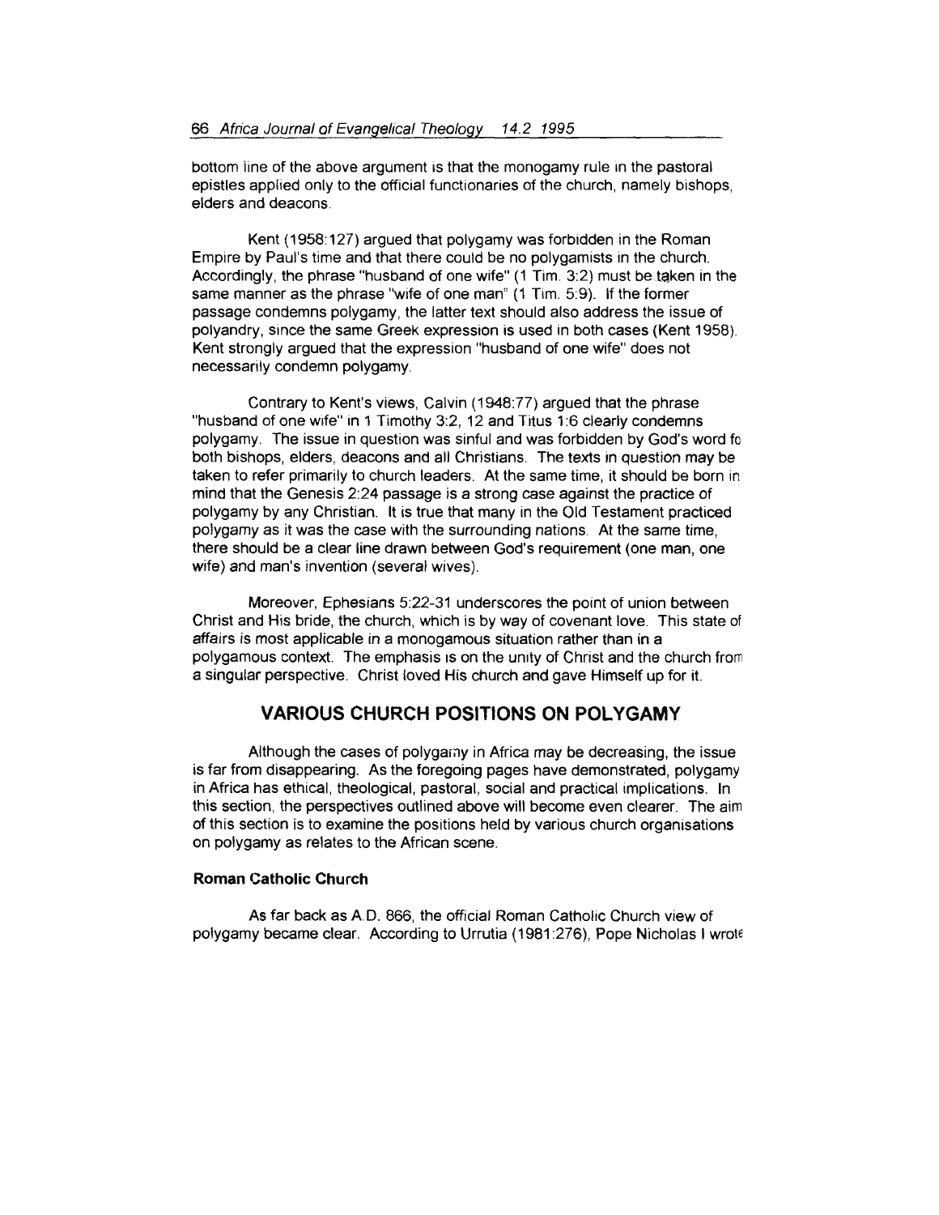bottom line of the above argument is that the monogamy rule in the pastoral epistles applied only to the official functionaries of the church, namely bishops, elders and deacons.

Kent (1958:127) argued that polygamy was forbidden in the Roman Empire by Paul's time and that there could be no polygamists in the church. Accordingly, the phrase "husband of one wife" (1 Tim. 3:2) must be taken in the same manner as the phrase "wife of one man" (1 Tim. 5:9). If the former passage condemns polygamy, the latter text should also address the issue of polyandry, since the same Greek expression is used in both cases (Kent 1958). Kent strongly argued that the expression "husband of one wife" does not necessarily condemn polygamy.

Contrary to Kent's views, Calvin (1948:77) argued that the phrase "husband of one wife" in 1 Timothy 3:2, 12 and Titus 1:6 clearly condemns polygamy. The issue in question was sinful and was forbidden by God's word fo both bishops, elders, deacons and all Christians. The texts in question may be taken to refer primarily to church leaders. At the same time, it should be born in mind that the Genesis 2:24 passage is a strong case against the practice of polygamy by any Christian. It is true that many in the Old Testament practiced polygamy as it was the case with the surrounding nations. At the same time, there should be a clear line drawn between God's requirement (one man, one wife) and man's invention (several wives).

Moreover, Ephesians 5:22-31 underscores the point of union between Christ and His bride, the church, which is by way of covenant love. This state of affairs is most applicable in a monogamous situation rather than in a polygamous context. The emphasis is on the unity of Christ and the church from a singular perspective. Christ loved His church and gave Himself up for it.

## VARIOUS CHURCH POSITIONS ON POLYGAMY

Although the cases of polygamy in Africa may be decreasing, the issue is far from disappearing. As the foregoing pages have demonstrated, polygamy in Africa has ethical, theological, pastoral, social and practical implications. In this section, the perspectives outlined above will become even clearer. The aim of this section is to examine the positions held by various church organisations on polygamy as relates to the African scene.

### Roman Catholic Church

As far back as A.D. 866, the official Roman Catholic Church view of polygamy became clear. According to Urrutia (1981:276), Pope Nicholas I wrote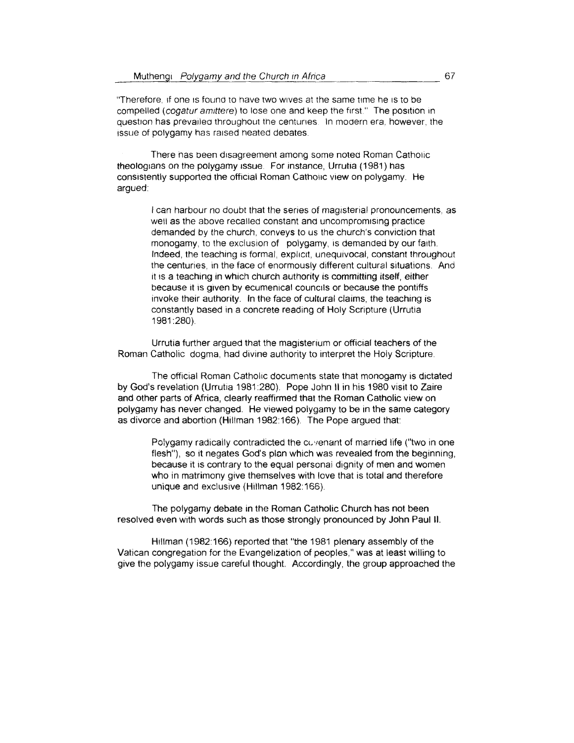"Therefore, if one is found to have two wives at the same time he is to be compelled (*cogatur amittere*) to lose one and keep the first." The position in question has prevailed throughout the centuries. In modern era, however, the issue of polygamy has raised heated debates.

There has been disagreement among some noted Roman Catholic theologians on the polygamy issue. For instance, Urrutia (1981) has consistently supported the official Roman Catholic view on polygamy. He argued:

> I can harbour no doubt that the series of magisterial pronouncements, as well as the above recalled constant and uncompromising practice demanded by the church, conveys to us the church's conviction that monogamy, to the exclusion of polygamy, is demanded by our faith. Indeed, the teaching is formal, explicit, unequivocal, constant throughout the centuries, in the face of enormously different cultural situations. And it is a teaching in which church authority is committing itself, either because it is given by ecumenical councils or because the pontiffs invoke their authority. In the face of cultural claims, the teaching is constantly based in a concrete reading of Holy Scripture (Urrutia 1981:280).

Urrutia further argued that the magisterium or official teachers of the Roman Catholic dogma, had divine authority to interpret the Holy Scripture.

The official Roman Catholic documents state that monogamy is dictated by God's revelation (Urrutia 1981:280). Pope John II in his 1980 visit to Zaire and other parts of Africa, clearly reaffirmed that the Roman Catholic view on polygamy has never changed. He viewed polygamy to be in the same category as divorce and abortion (Hillman 1982:166). The Pope argued that:

> Polygamy radically contradicted the covenant of married life ("two in one flesh"), so it negates God's plan which was revealed from the beginning, because it is contrary to the equal personal dignity of men and women who in matrimony give themselves with love that is total and therefore unique and exclusive (Hillman 1982:166).

The polygamy debate in the Roman Catholic Church has not been resolved even with words such as those strongly pronounced by John Paul II.

Hillman (1982:166) reported that "the 1981 plenary assembly of the Vatican congregation for the Evangelization of peoples," was at least willing to give the polygamy issue careful thought. Accordingly, the group approached the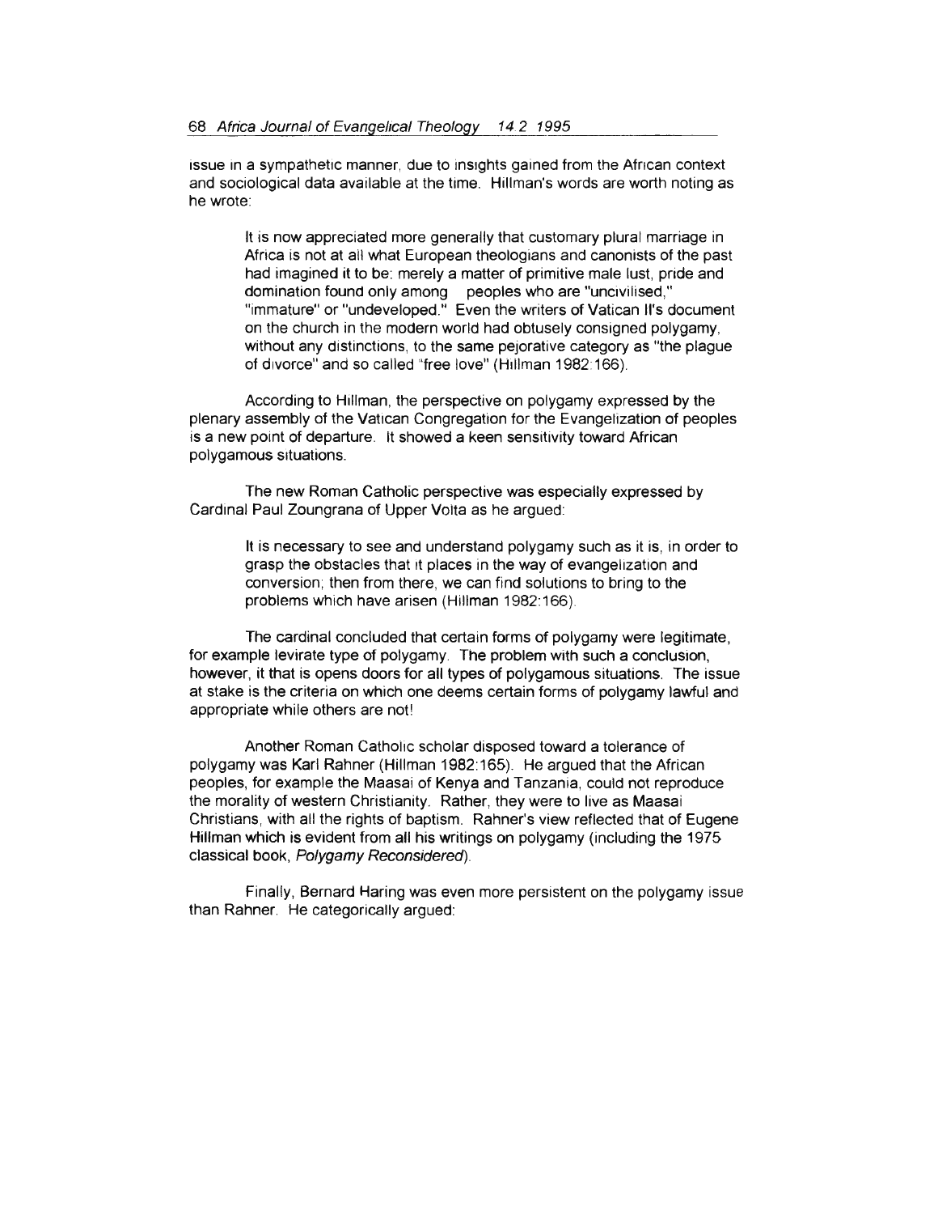issue in a sympathetic manner, due to insights gained from the African context and sociological data available at the time. Hillman's words are worth noting as he wrote:

> It is now appreciated more generally that customary plural marriage in Africa is not at all what European theologians and canonists of the past had imagined it to be: merely a matter of primitive male lust, pride and domination found only among peoples who are "uncivilised," "immature" or "undeveloped." Even the writers of Vatican II's document on the church in the modern world had obtusely consigned polygamy, without any distinctions, to the same pejorative category as "the plague of divorce" and so called "free love" (Hillman 1982:166).

According to Hillman, the perspective on polygamy expressed by the plenary assembly of the Vatican Congregation for the Evangelization of peoples is a new point of departure. It showed a keen sensitivity toward African polygamous situations.

The new Roman Catholic perspective was especially expressed by Cardinal Paul Zoungrana of Upper Volta as he argued:

> It is necessary to see and understand polygamy such as it is, in order to grasp the obstacles that it places in the way of evangelization and conversion; then from there, we can find solutions to bring to the problems which have arisen (Hillman 1982:166).

The cardinal concluded that certain forms of polygamy were legitimate, for example levirate type of polygamy. The problem with such a conclusion, however, it that is opens doors for all types of polygamous situations. The issue at stake is the criteria on which one deems certain forms of polygamy lawful and appropriate while others are not!

Another Roman Catholic scholar disposed toward a tolerance of polygamy was Karl Rahner (Hillman 1982:165). He argued that the African peoples, for example the Maasai of Kenya and Tanzania, could not reproduce the morality of western Christianity. Rather, they were to live as Maasai Christians, with all the rights of baptism. Rahner's view reflected that of Eugene Hillman which is evident from all his writings on polygamy (including the 1975 classical book, *Polygamy Reconsidered*).

Finally, Bernard Haring was even more persistent on the polygamy issue than Rahner. He categorically argued: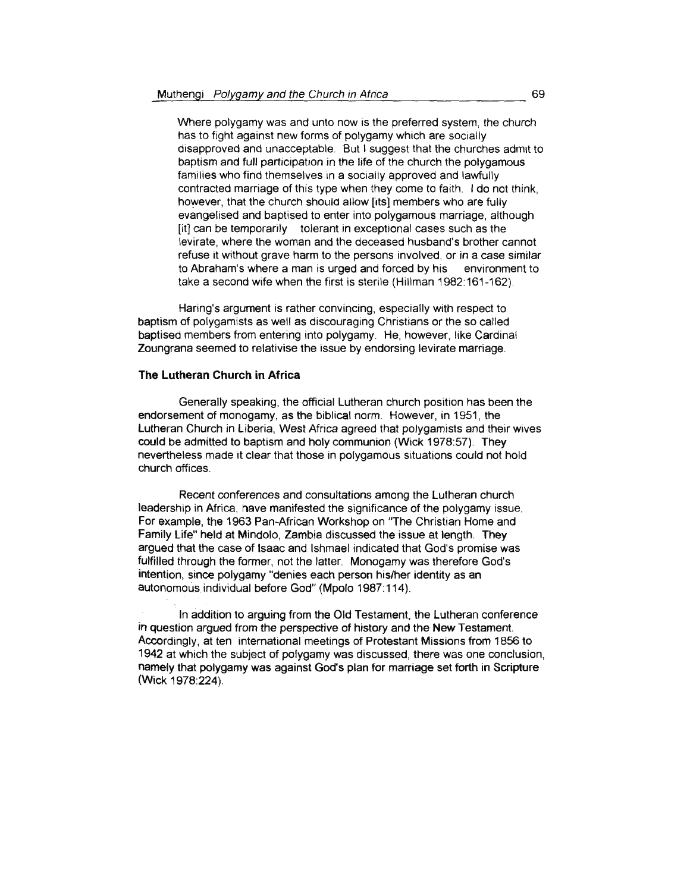> Where polygamy was and unto now is the preferred system, the church has to fight against new forms of polygamy which are socially disapproved and unacceptable. But I suggest that the churches admit to baptism and full participation in the life of the church the polygamous families who find themselves in a socially approved and lawfully contracted marriage of this type when they come to faith. I do not think, however, that the church should allow [its] members who are fully evangelised and baptised to enter into polygamous marriage, although [it] can be temporarily tolerant in exceptional cases such as the levirate, where the woman and the deceased husband's brother cannot refuse it without grave harm to the persons involved, or in a case similar to Abraham's where a man is urged and forced by his environment to take a second wife when the first is sterile (Hillman 1982:161-162).

Haring's argument is rather convincing, especially with respect to baptism of polygamists as well as discouraging Christians or the so called baptised members from entering into polygamy. He, however, like Cardinal Zoungrana seemed to relativise the issue by endorsing levirate marriage.

**The Lutheran Church in Africa**

Generally speaking, the official Lutheran church position has been the endorsement of monogamy, as the biblical norm. However, in 1951, the Lutheran Church in Liberia, West Africa agreed that polygamists and their wives could be admitted to baptism and holy communion (Wick 1978:57). They nevertheless made it clear that those in polygamous situations could not hold church offices.

Recent conferences and consultations among the Lutheran church leadership in Africa, have manifested the significance of the polygamy issue. For example, the 1963 Pan-African Workshop on "The Christian Home and Family Life" held at Mindolo, Zambia discussed the issue at length. They argued that the case of Isaac and Ishmael indicated that God's promise was fulfilled through the former, not the latter. Monogamy was therefore God's intention, since polygamy "denies each person his/her identity as an autonomous individual before God" (Mpolo 1987:114).

In addition to arguing from the Old Testament, the Lutheran conference in question argued from the perspective of history and the New Testament. Accordingly, at ten international meetings of Protestant Missions from 1856 to 1942 at which the subject of polygamy was discussed, there was one conclusion, namely that polygamy was against God's plan for marriage set forth in Scripture (Wick 1978:224).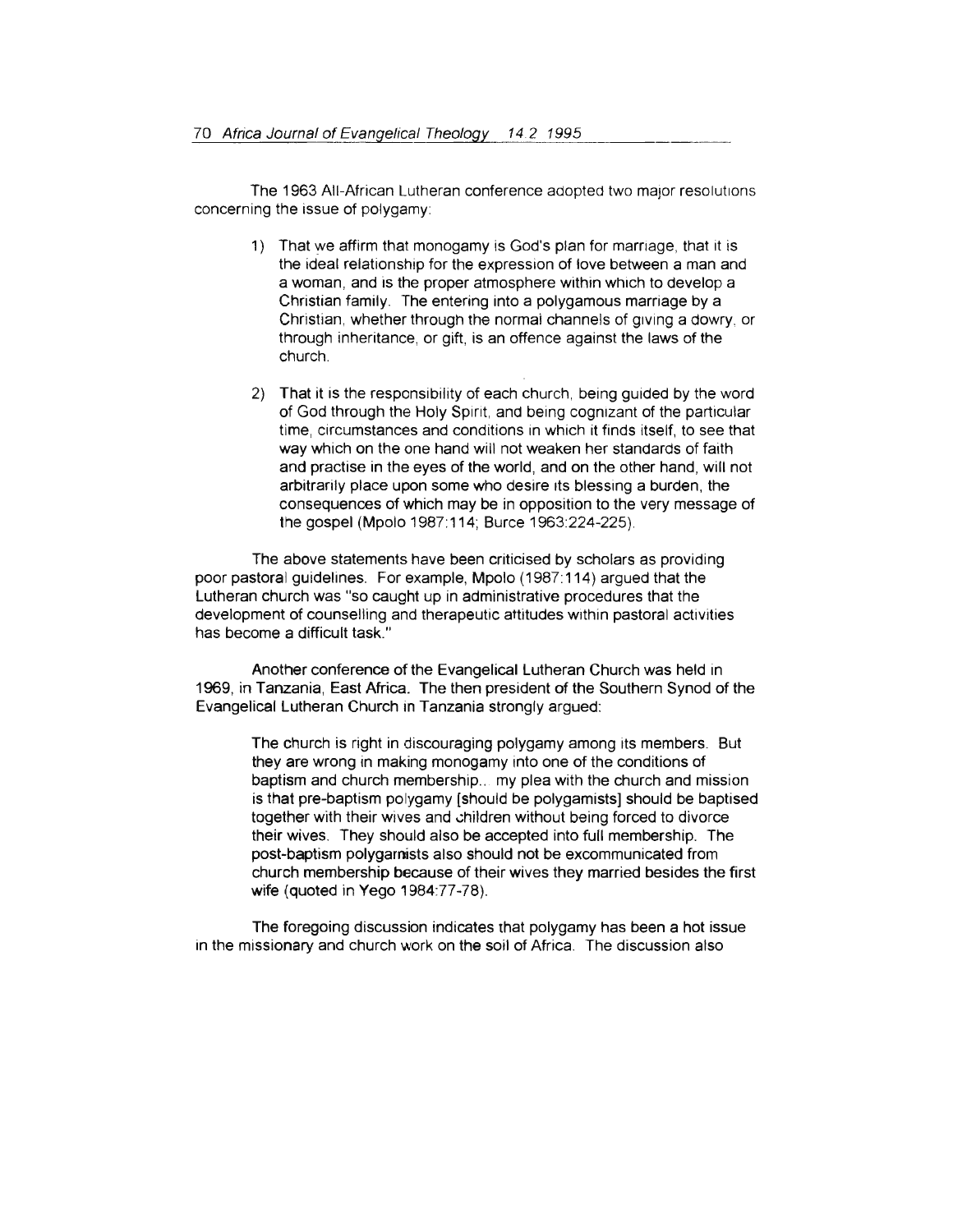The 1963 All-African Lutheran conference adopted two major resolutions concerning the issue of polygamy:

> 1) That we affirm that monogamy is God's plan for marriage, that it is the ideal relationship for the expression of love between a man and a woman, and is the proper atmosphere within which to develop a Christian family. The entering into a polygamous marriage by a Christian, whether through the normal channels of giving a dowry, or through inheritance, or gift, is an offence against the laws of the church.
>
> 2) That it is the responsibility of each church, being guided by the word of God through the Holy Spirit, and being cognizant of the particular time, circumstances and conditions in which it finds itself, to see that way which on the one hand will not weaken her standards of faith and practise in the eyes of the world, and on the other hand, will not arbitrarily place upon some who desire its blessing a burden, the consequences of which may be in opposition to the very message of the gospel (Mpolo 1987:114; Burce 1963:224-225).

The above statements have been criticised by scholars as providing poor pastoral guidelines. For example, Mpolo (1987:114) argued that the Lutheran church was "so caught up in administrative procedures that the development of counselling and therapeutic attitudes within pastoral activities has become a difficult task."

Another conference of the Evangelical Lutheran Church was held in 1969, in Tanzania, East Africa. The then president of the Southern Synod of the Evangelical Lutheran Church in Tanzania strongly argued:

> The church is right in discouraging polygamy among its members. But they are wrong in making monogamy into one of the conditions of baptism and church membership.. my plea with the church and mission is that pre-baptism polygamy [should be polygamists] should be baptised together with their wives and children without being forced to divorce their wives. They should also be accepted into full membership. The post-baptism polygamists also should not be excommunicated from church membership because of their wives they married besides the first wife (quoted in Yego 1984:77-78).

The foregoing discussion indicates that polygamy has been a hot issue in the missionary and church work on the soil of Africa. The discussion also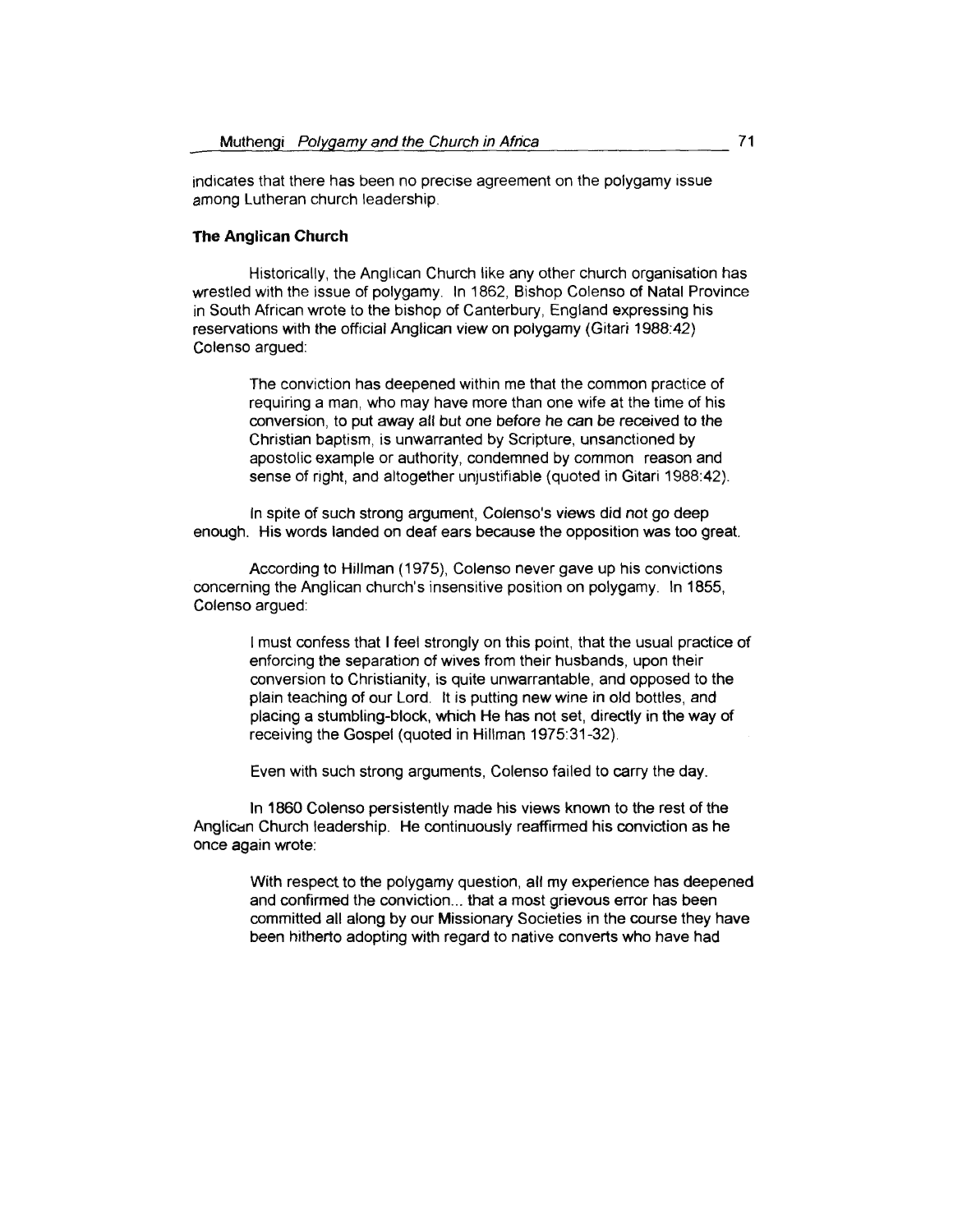indicates that there has been no precise agreement on the polygamy issue among Lutheran church leadership.

### The Anglican Church

Historically, the Anglican Church like any other church organisation has wrestled with the issue of polygamy. In 1862, Bishop Colenso of Natal Province in South African wrote to the bishop of Canterbury, England expressing his reservations with the official Anglican view on polygamy (Gitari 1988:42) Colenso argued:

> The conviction has deepened within me that the common practice of requiring a man, who may have more than one wife at the time of his conversion, to put away all but one before he can be received to the Christian baptism, is unwarranted by Scripture, unsanctioned by apostolic example or authority, condemned by common reason and sense of right, and altogether unjustifiable (quoted in Gitari 1988:42).

In spite of such strong argument, Colenso's views did not go deep enough. His words landed on deaf ears because the opposition was too great.

According to Hillman (1975), Colenso never gave up his convictions concerning the Anglican church's insensitive position on polygamy. In 1855, Colenso argued:

> I must confess that I feel strongly on this point, that the usual practice of enforcing the separation of wives from their husbands, upon their conversion to Christianity, is quite unwarrantable, and opposed to the plain teaching of our Lord. It is putting new wine in old bottles, and placing a stumbling-block, which He has not set, directly in the way of receiving the Gospel (quoted in Hillman 1975:31-32).

Even with such strong arguments, Colenso failed to carry the day.

In 1860 Colenso persistently made his views known to the rest of the Anglican Church leadership. He continuously reaffirmed his conviction as he once again wrote:

> With respect to the polygamy question, all my experience has deepened and confirmed the conviction... that a most grievous error has been committed all along by our Missionary Societies in the course they have been hitherto adopting with regard to native converts who have had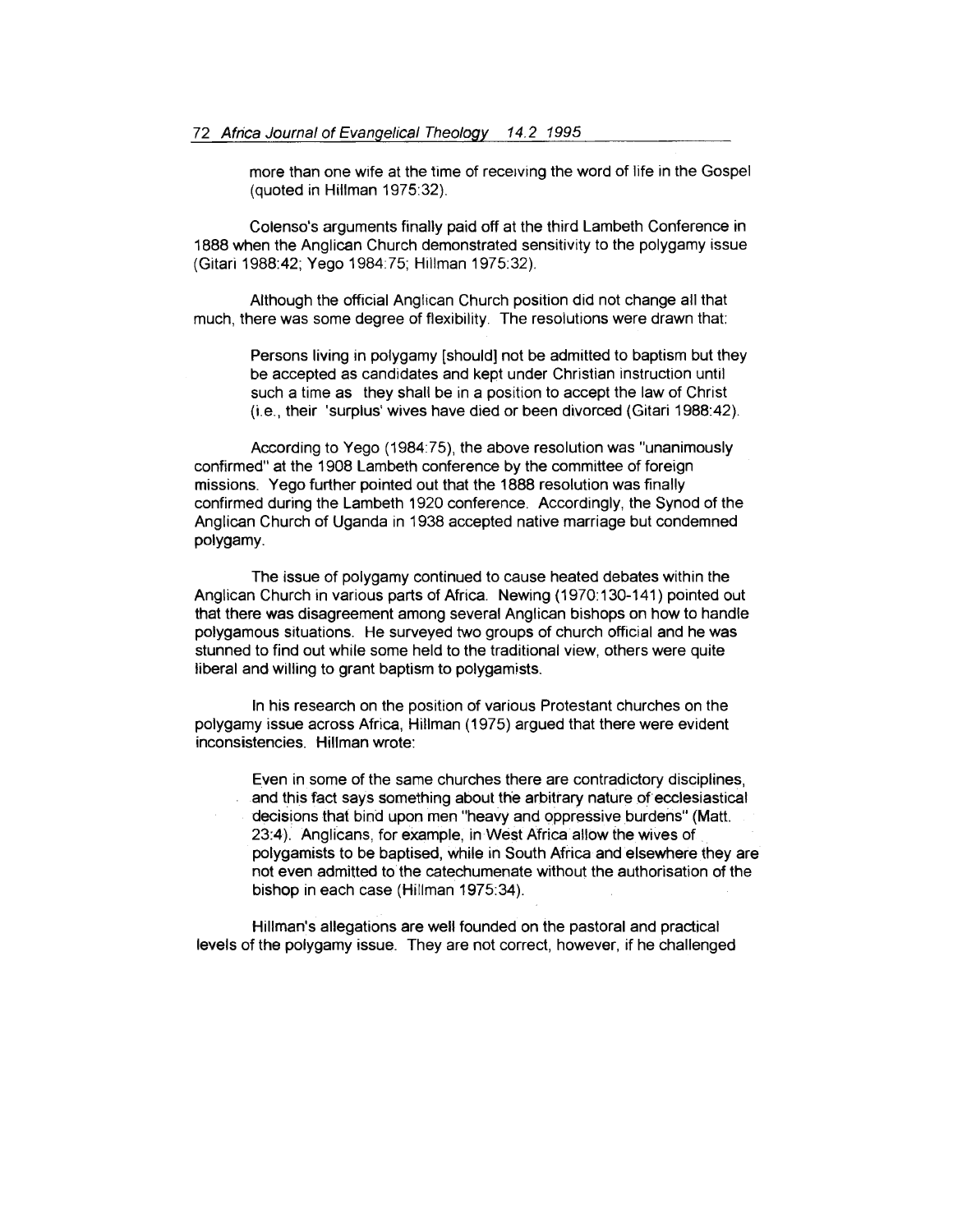> more than one wife at the time of receiving the word of life in the Gospel (quoted in Hillman 1975:32).

Colenso's arguments finally paid off at the third Lambeth Conference in 1888 when the Anglican Church demonstrated sensitivity to the polygamy issue (Gitari 1988:42; Yego 1984:75; Hillman 1975:32).

Although the official Anglican Church position did not change all that much, there was some degree of flexibility. The resolutions were drawn that:

> Persons living in polygamy [should] not be admitted to baptism but they be accepted as candidates and kept under Christian instruction until such a time as they shall be in a position to accept the law of Christ (i.e., their 'surplus' wives have died or been divorced (Gitari 1988:42).

According to Yego (1984:75), the above resolution was "unanimously confirmed" at the 1908 Lambeth conference by the committee of foreign missions. Yego further pointed out that the 1888 resolution was finally confirmed during the Lambeth 1920 conference. Accordingly, the Synod of the Anglican Church of Uganda in 1938 accepted native marriage but condemned polygamy.

The issue of polygamy continued to cause heated debates within the Anglican Church in various parts of Africa. Newing (1970:130-141) pointed out that there was disagreement among several Anglican bishops on how to handle polygamous situations. He surveyed two groups of church official and he was stunned to find out while some held to the traditional view, others were quite liberal and willing to grant baptism to polygamists.

In his research on the position of various Protestant churches on the polygamy issue across Africa, Hillman (1975) argued that there were evident inconsistencies. Hillman wrote:

> Even in some of the same churches there are contradictory disciplines, and this fact says something about the arbitrary nature of ecclesiastical decisions that bind upon men "heavy and oppressive burdens" (Matt. 23:4). Anglicans, for example, in West Africa allow the wives of polygamists to be baptised, while in South Africa and elsewhere they are not even admitted to the catechumenate without the authorisation of the bishop in each case (Hillman 1975:34).

Hillman's allegations are well founded on the pastoral and practical levels of the polygamy issue. They are not correct, however, if he challenged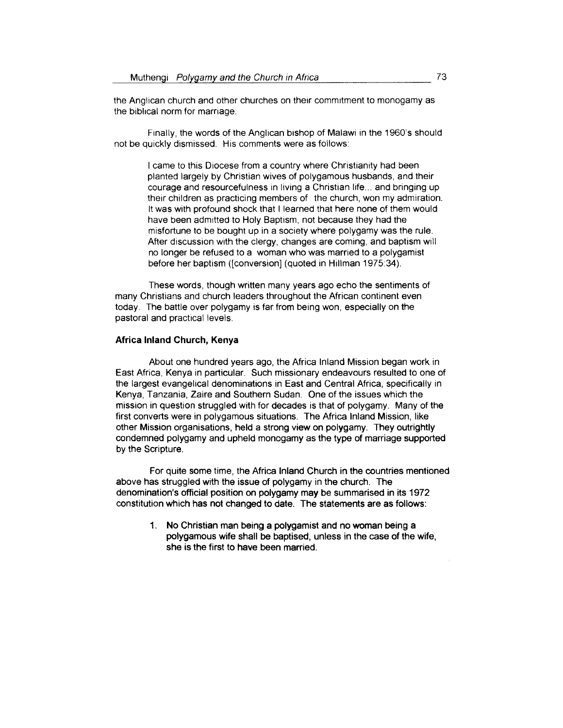the Anglican church and other churches on their commitment to monogamy as the biblical norm for marriage.

Finally, the words of the Anglican bishop of Malawi in the 1960's should not be quickly dismissed. His comments were as follows:

> I came to this Diocese from a country where Christianity had been planted largely by Christian wives of polygamous husbands, and their courage and resourcefulness in living a Christian life... and bringing up their children as practicing members of the church, won my admiration. It was with profound shock that I learned that here none of them would have been admitted to Holy Baptism, not because they had the misfortune to be bought up in a society where polygamy was the rule. After discussion with the clergy, changes are coming, and baptism will no longer be refused to a woman who was married to a polygamist before her baptism ([conversion] (quoted in Hillman 1975:34).

These words, though written many years ago echo the sentiments of many Christians and church leaders throughout the African continent even today. The battle over polygamy is far from being won, especially on the pastoral and practical levels.

**Africa Inland Church, Kenya**

About one hundred years ago, the Africa Inland Mission began work in East Africa, Kenya in particular. Such missionary endeavours resulted to one of the largest evangelical denominations in East and Central Africa, specifically in Kenya, Tanzania, Zaire and Southern Sudan. One of the issues which the mission in question struggled with for decades is that of polygamy. Many of the first converts were in polygamous situations. The Africa Inland Mission, like other Mission organisations, held a strong view on polygamy. They outrightly condemned polygamy and upheld monogamy as the type of marriage supported by the Scripture.

For quite some time, the Africa Inland Church in the countries mentioned above has struggled with the issue of polygamy in the church. The denomination's official position on polygamy may be summarised in its 1972 constitution which has not changed to date. The statements are as follows:

1. No Christian man being a polygamist and no woman being a polygamous wife shall be baptised, unless in the case of the wife, she is the first to have been married.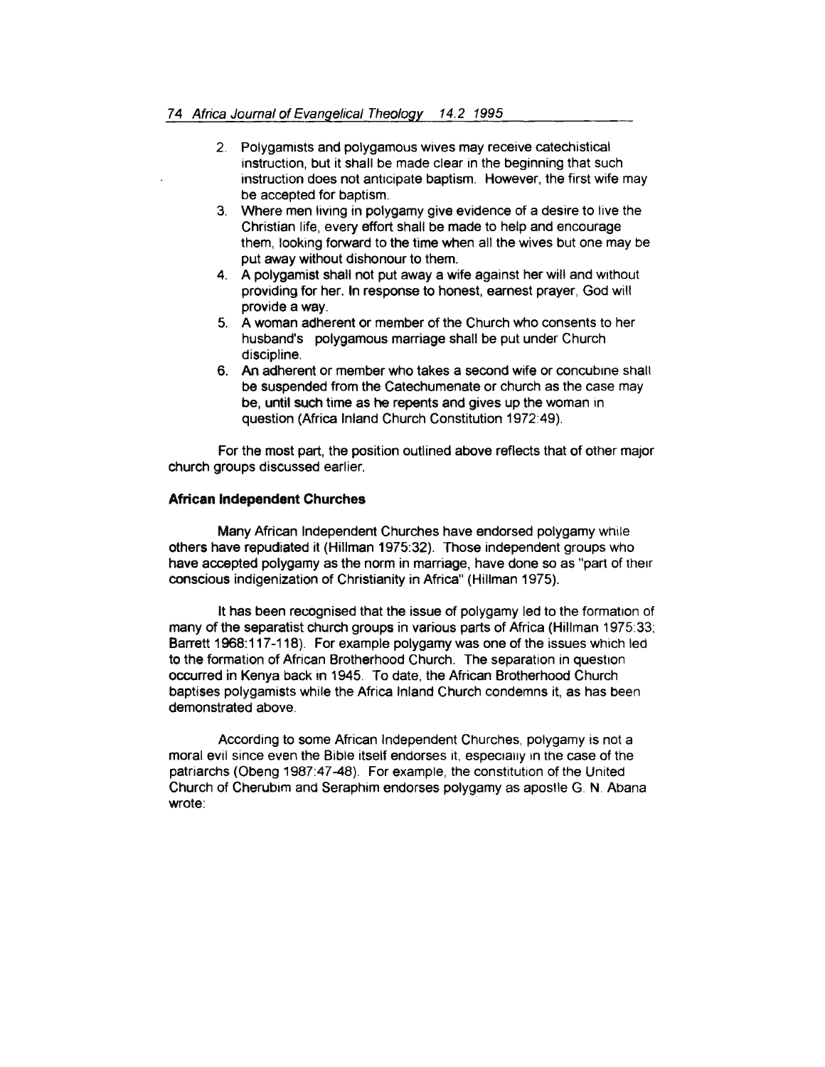2. Polygamists and polygamous wives may receive catechistical instruction, but it shall be made clear in the beginning that such instruction does not anticipate baptism. However, the first wife may be accepted for baptism.
3. Where men living in polygamy give evidence of a desire to live the Christian life, every effort shall be made to help and encourage them, looking forward to the time when all the wives but one may be put away without dishonour to them.
4. A polygamist shall not put away a wife against her will and without providing for her. In response to honest, earnest prayer, God will provide a way.
5. A woman adherent or member of the Church who consents to her husband's polygamous marriage shall be put under Church discipline.
6. An adherent or member who takes a second wife or concubine shall be suspended from the Catechumenate or church as the case may be, until such time as he repents and gives up the woman in question (Africa Inland Church Constitution 1972:49).

For the most part, the position outlined above reflects that of other major church groups discussed earlier.

### African Independent Churches

Many African Independent Churches have endorsed polygamy while others have repudiated it (Hillman 1975:32). Those independent groups who have accepted polygamy as the norm in marriage, have done so as "part of their conscious indigenization of Christianity in Africa" (Hillman 1975).

It has been recognised that the issue of polygamy led to the formation of many of the separatist church groups in various parts of Africa (Hillman 1975:33; Barrett 1968:117-118). For example polygamy was one of the issues which led to the formation of African Brotherhood Church. The separation in question occurred in Kenya back in 1945. To date, the African Brotherhood Church baptises polygamists while the Africa Inland Church condemns it, as has been demonstrated above.

According to some African Independent Churches, polygamy is not a moral evil since even the Bible itself endorses it, especially in the case of the patriarchs (Obeng 1987:47-48). For example, the constitution of the United Church of Cherubim and Seraphim endorses polygamy as apostle G. N. Abana wrote: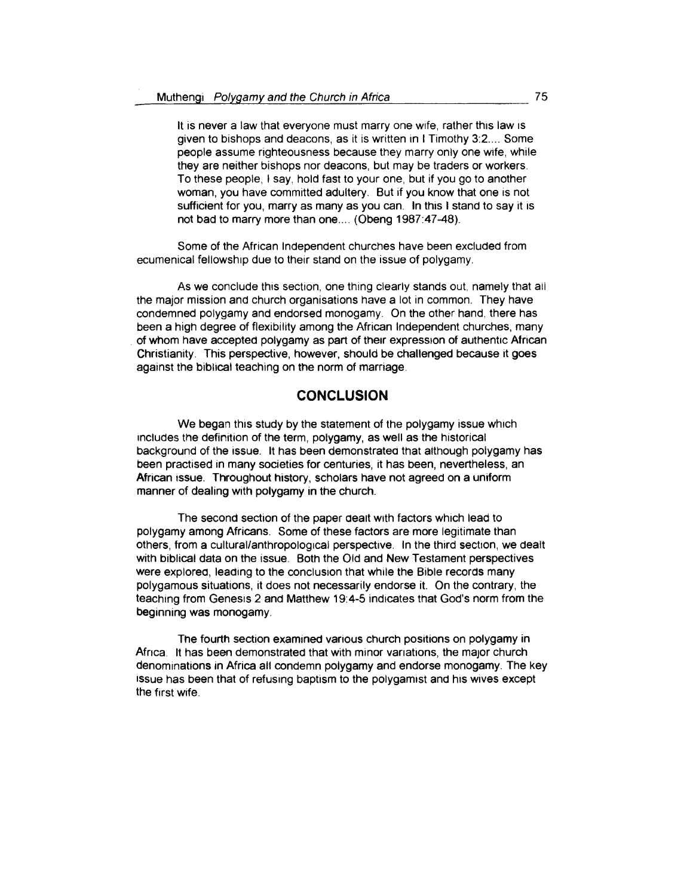> It is never a law that everyone must marry one wife, rather this law is given to bishops and deacons, as it is written in I Timothy 3:2.... Some people assume righteousness because they marry only one wife, while they are neither bishops nor deacons, but may be traders or workers. To these people, I say, hold fast to your one, but if you go to another woman, you have committed adultery. But if you know that one is not sufficient for you, marry as many as you can. In this I stand to say it is not bad to marry more than one.... (Obeng 1987:47-48).

Some of the African Independent churches have been excluded from ecumenical fellowship due to their stand on the issue of polygamy.

As we conclude this section, one thing clearly stands out, namely that all the major mission and church organisations have a lot in common. They have condemned polygamy and endorsed monogamy. On the other hand, there has been a high degree of flexibility among the African Independent churches, many of whom have accepted polygamy as part of their expression of authentic African Christianity. This perspective, however, should be challenged because it goes against the biblical teaching on the norm of marriage.

## CONCLUSION

We began this study by the statement of the polygamy issue which includes the definition of the term, polygamy, as well as the historical background of the issue. It has been demonstrated that although polygamy has been practised in many societies for centuries, it has been, nevertheless, an African issue. Throughout history, scholars have not agreed on a uniform manner of dealing with polygamy in the church.

The second section of the paper dealt with factors which lead to polygamy among Africans. Some of these factors are more legitimate than others, from a cultural/anthropological perspective. In the third section, we dealt with biblical data on the issue. Both the Old and New Testament perspectives were explored, leading to the conclusion that while the Bible records many polygamous situations, it does not necessarily endorse it. On the contrary, the teaching from Genesis 2 and Matthew 19:4-5 indicates that God's norm from the beginning was monogamy.

The fourth section examined various church positions on polygamy in Africa. It has been demonstrated that with minor variations, the major church denominations in Africa all condemn polygamy and endorse monogamy. The key issue has been that of refusing baptism to the polygamist and his wives except the first wife.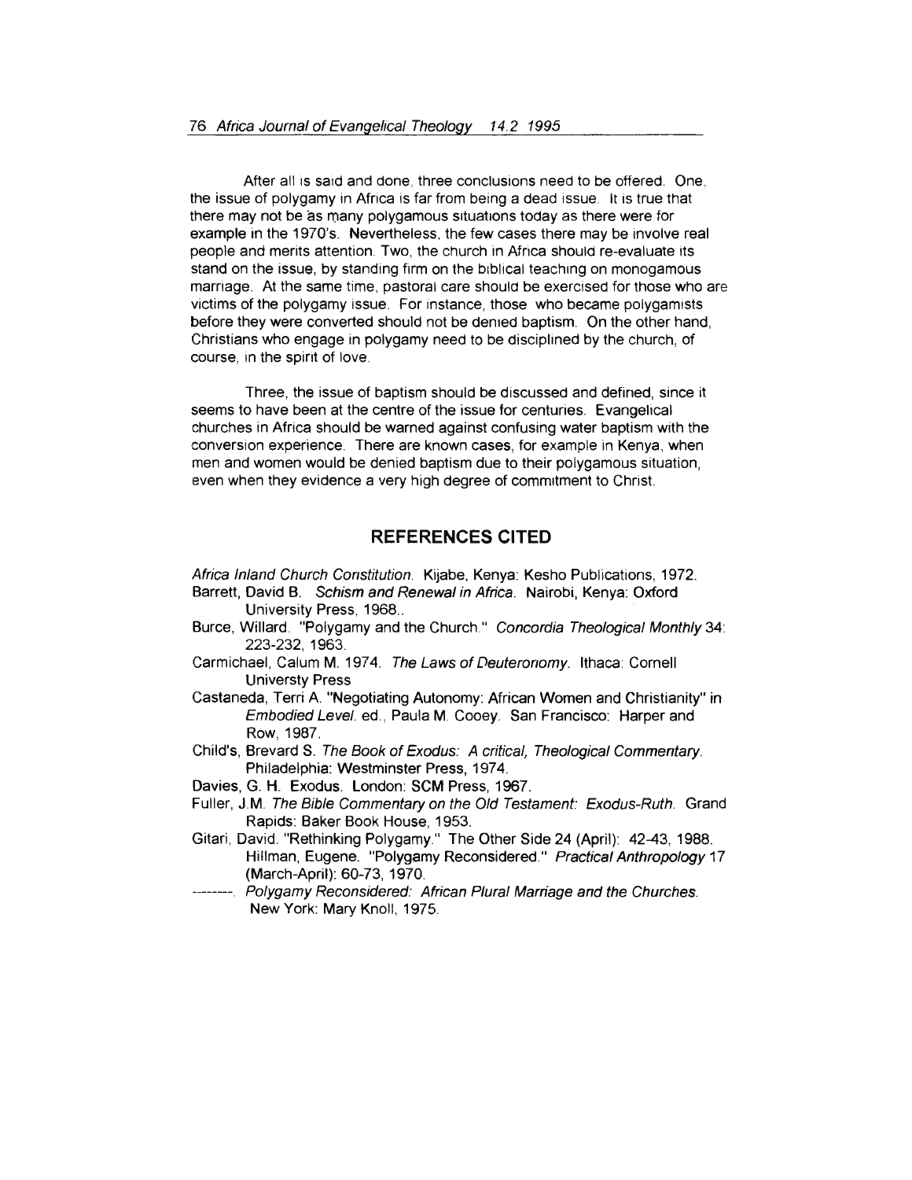After all is said and done, three conclusions need to be offered. One, the issue of polygamy in Africa is far from being a dead issue. It is true that there may not be as many polygamous situations today as there were for example in the 1970's. Nevertheless, the few cases there may be involve real people and merits attention. Two, the church in Africa should re-evaluate its stand on the issue, by standing firm on the biblical teaching on monogamous marriage. At the same time, pastoral care should be exercised for those who are victims of the polygamy issue. For instance, those who became polygamists before they were converted should not be denied baptism. On the other hand, Christians who engage in polygamy need to be disciplined by the church, of course, in the spirit of love.

Three, the issue of baptism should be discussed and defined, since it seems to have been at the centre of the issue for centuries. Evangelical churches in Africa should be warned against confusing water baptism with the conversion experience. There are known cases, for example in Kenya, when men and women would be denied baptism due to their polygamous situation, even when they evidence a very high degree of commitment to Christ.

## REFERENCES CITED

*Africa Inland Church Constitution*. Kijabe, Kenya: Kesho Publications, 1972.

Barrett, David B. *Schism and Renewal in Africa*. Nairobi, Kenya: Oxford University Press, 1968..

Burce, Willard. "Polygamy and the Church." *Concordia Theological Monthly* 34: 223-232, 1963.

Carmichael, Calum M. 1974. *The Laws of Deuteronomy*. Ithaca: Cornell Universty Press

Castaneda, Terri A. "Negotiating Autonomy: African Women and Christianity" in *Embodied Level*. ed., Paula M. Cooey. San Francisco: Harper and Row, 1987.

Child's, Brevard S. *The Book of Exodus: A critical, Theological Commentary*. Philadelphia: Westminster Press, 1974.

Davies, G. H. Exodus. London: SCM Press, 1967.

Fuller, J.M. *The Bible Commentary on the Old Testament: Exodus-Ruth*. Grand Rapids: Baker Book House, 1953.

Gitari, David. "Rethinking Polygamy." The Other Side 24 (April): 42-43, 1988. Hillman, Eugene. "Polygamy Reconsidered." *Practical Anthropology* 17 (March-April): 60-73, 1970.

--------. *Polygamy Reconsidered: African Plural Marriage and the Churches*. New York: Mary Knoll, 1975.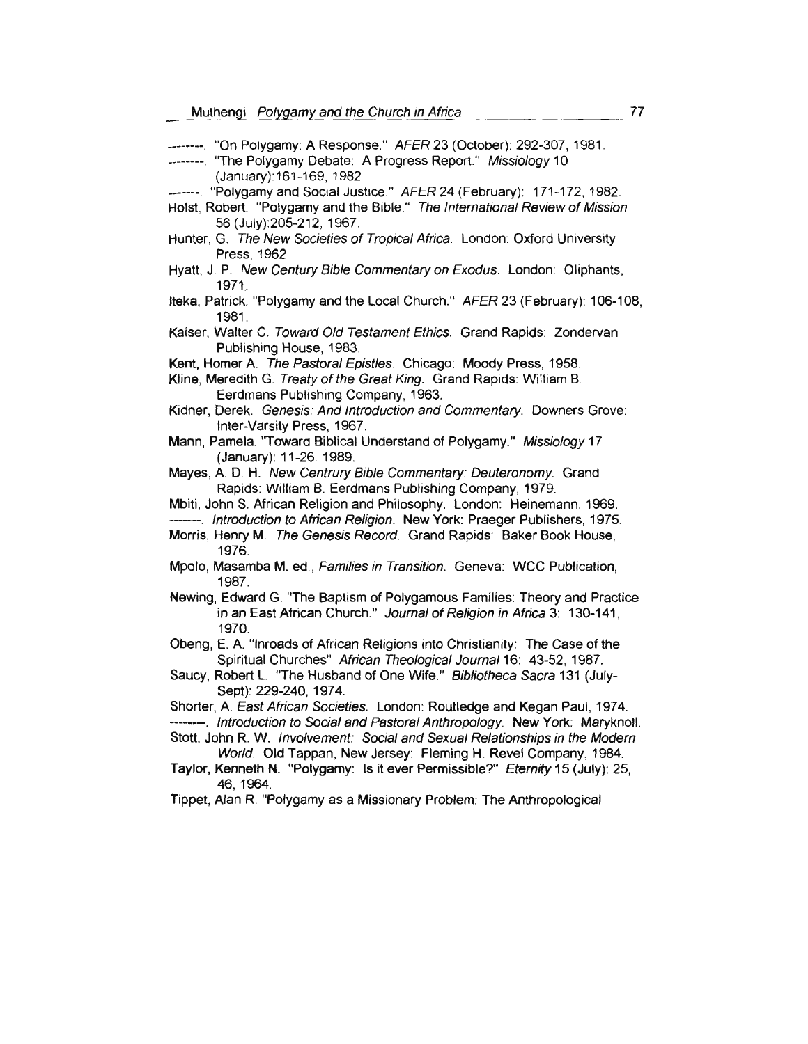--------. "On Polygamy: A Response." *AFER* 23 (October): 292-307, 1981.

--------. "The Polygamy Debate: A Progress Report." *Missiology* 10 (January):161-169, 1982.

-------. "Polygamy and Social Justice." *AFER* 24 (February): 171-172, 1982.

Holst, Robert. "Polygamy and the Bible." *The International Review of Mission* 56 (July):205-212, 1967.

Hunter, G. *The New Societies of Tropical Africa*. London: Oxford University Press, 1962.

Hyatt, J. P. *New Century Bible Commentary on Exodus*. London: Oliphants, 1971.

Iteka, Patrick. "Polygamy and the Local Church." *AFER* 23 (February): 106-108, 1981.

Kaiser, Walter C. *Toward Old Testament Ethics*. Grand Rapids: Zondervan Publishing House, 1983.

Kent, Homer A. *The Pastoral Epistles*. Chicago: Moody Press, 1958.

Kline, Meredith G. *Treaty of the Great King*. Grand Rapids: William B. Eerdmans Publishing Company, 1963.

Kidner, Derek. *Genesis: And Introduction and Commentary*. Downers Grove: Inter-Varsity Press, 1967.

Mann, Pamela. "Toward Biblical Understand of Polygamy." *Missiology* 17 (January): 11-26, 1989.

Mayes, A. D. H. *New Centrury Bible Commentary: Deuteronomy*. Grand Rapids: William B. Eerdmans Publishing Company, 1979.

Mbiti, John S. African Religion and Philosophy. London: Heinemann, 1969.

-------. *Introduction to African Religion*. New York: Praeger Publishers, 1975.

Morris, Henry M. *The Genesis Record*. Grand Rapids: Baker Book House, 1976.

Mpolo, Masamba M. ed., *Families in Transition*. Geneva: WCC Publication, 1987.

Newing, Edward G. "The Baptism of Polygamous Families: Theory and Practice in an East African Church." *Journal of Religion in Africa* 3: 130-141, 1970.

Obeng, E. A. "Inroads of African Religions into Christianity: The Case of the Spiritual Churches" *African Theological Journal* 16: 43-52, 1987.

Saucy, Robert L. "The Husband of One Wife." *Bibliotheca Sacra* 131 (July-Sept): 229-240, 1974.

Shorter, A. *East African Societies*. London: Routledge and Kegan Paul, 1974.

--------. *Introduction to Social and Pastoral Anthropology*. New York: Maryknoll.

Stott, John R. W. *Involvement: Social and Sexual Relationships in the Modern World*. Old Tappan, New Jersey: Fleming H. Revel Company, 1984.

Taylor, Kenneth N. "Polygamy: Is it ever Permissible?" *Eternity* 15 (July): 25, 46, 1964.

Tippet, Alan R. "Polygamy as a Missionary Problem: The Anthropological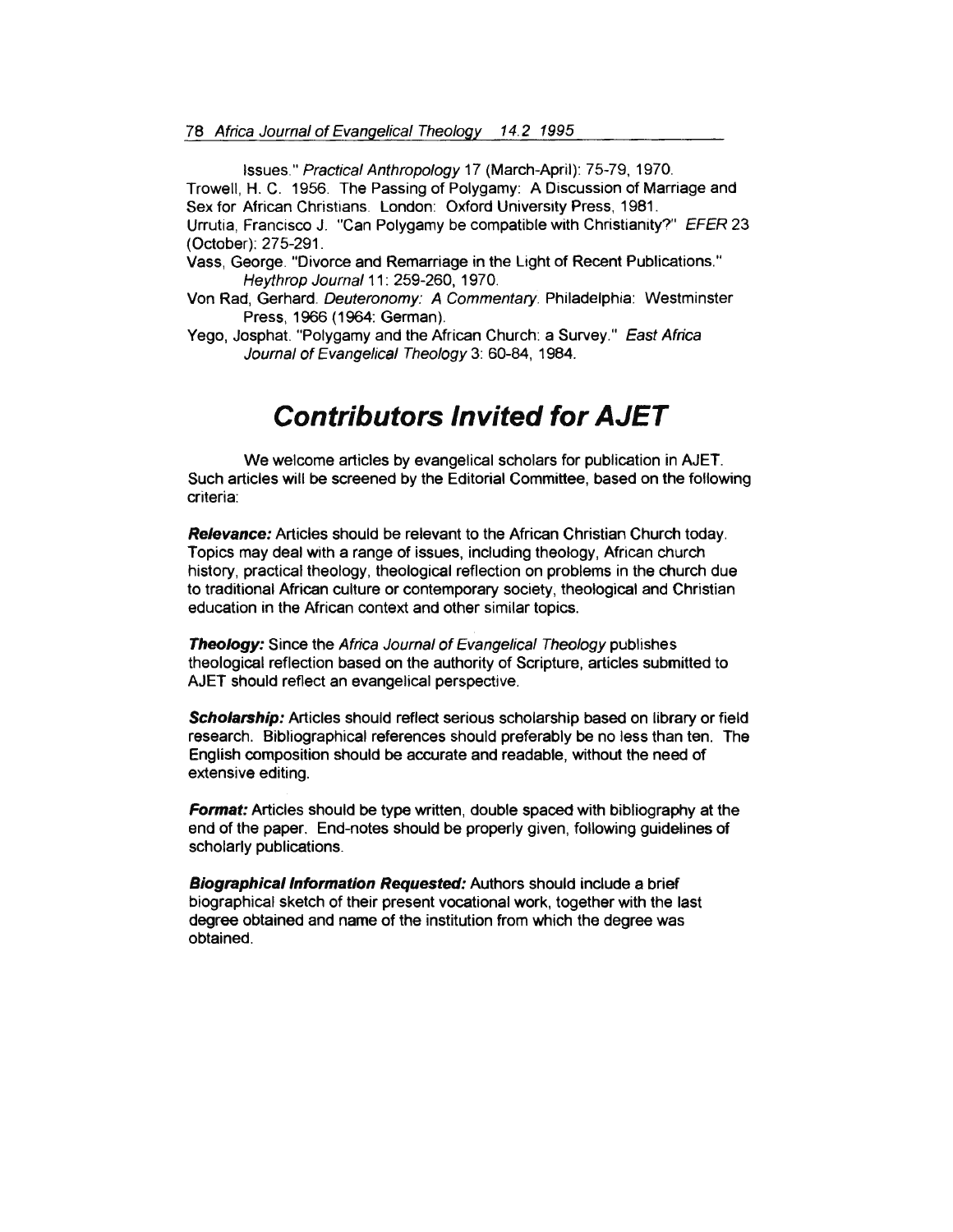Issues." *Practical Anthropology* 17 (March-April): 75-79, 1970.

Trowell, H. C. 1956. The Passing of Polygamy: A Discussion of Marriage and Sex for African Christians. London: Oxford University Press, 1981.

Urrutia, Francisco J. "Can Polygamy be compatible with Christianity?" *EFER* 23 (October): 275-291.

Vass, George. "Divorce and Remarriage in the Light of Recent Publications." *Heythrop Journal* 11: 259-260, 1970.

Von Rad, Gerhard. *Deuteronomy: A Commentary*. Philadelphia: Westminster Press, 1966 (1964: German).

Yego, Josphat. "Polygamy and the African Church: a Survey." *East Africa Journal of Evangelical Theology* 3: 60-84, 1984.

# Contributors Invited for AJET

We welcome articles by evangelical scholars for publication in AJET. Such articles will be screened by the Editorial Committee, based on the following criteria:

***Relevance:*** Articles should be relevant to the African Christian Church today. Topics may deal with a range of issues, including theology, African church history, practical theology, theological reflection on problems in the church due to traditional African culture or contemporary society, theological and Christian education in the African context and other similar topics.

***Theology:*** Since the *Africa Journal of Evangelical Theology* publishes theological reflection based on the authority of Scripture, articles submitted to AJET should reflect an evangelical perspective.

***Scholarship:*** Articles should reflect serious scholarship based on library or field research. Bibliographical references should preferably be no less than ten. The English composition should be accurate and readable, without the need of extensive editing.

***Format:*** Articles should be type written, double spaced with bibliography at the end of the paper. End-notes should be properly given, following guidelines of scholarly publications.

***Biographical Information Requested:*** Authors should include a brief biographical sketch of their present vocational work, together with the last degree obtained and name of the institution from which the degree was obtained.